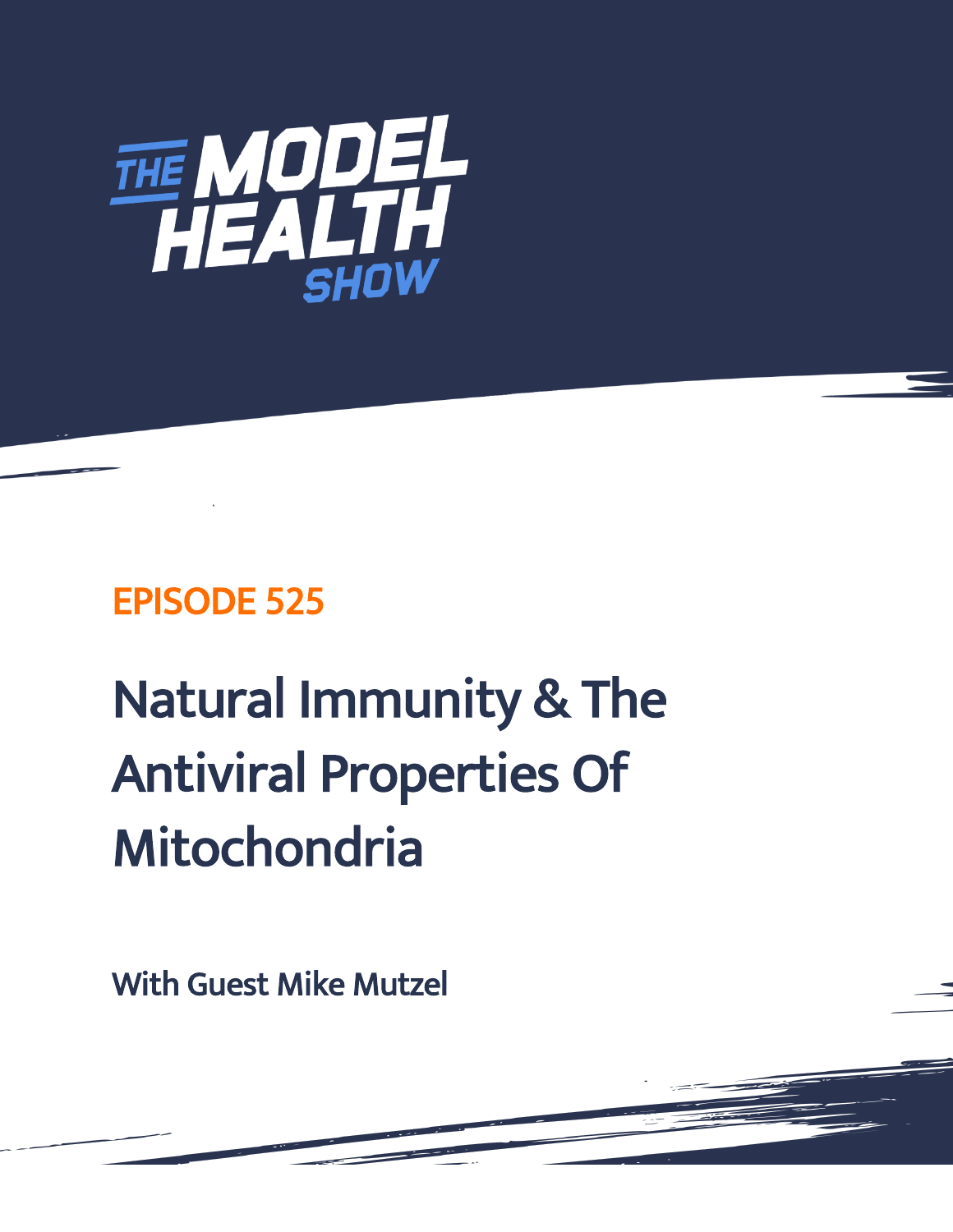# THE MODEL HEALTH SHOW

## EPISODE 525

# Natural Immunity & The Antiviral Properties Of Mitochondria

### With Guest Mike Mutzel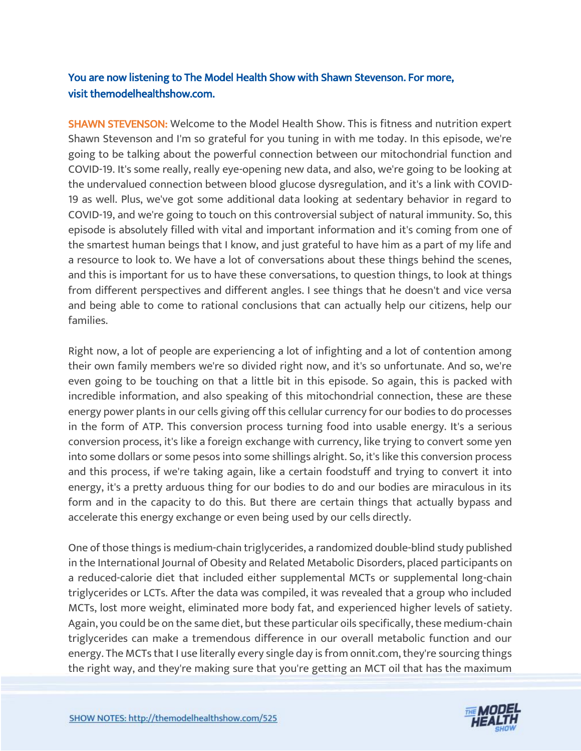You are now listening to The Model Health Show with Shawn Stevenson. For more, visit themodelhealthshow.com.

SHAWN STEVENSON: Welcome to the Model Health Show. This is fitness and nutrition expert Shawn Stevenson and I'm so grateful for you tuning in with me today. In this episode, we're going to be talking about the powerful connection between our mitochondrial function and COVID-19. It's some really, really eye-opening new data, and also, we're going to be looking at the undervalued connection between blood glucose dysregulation, and it's a link with COVID-19 as well. Plus, we've got some additional data looking at sedentary behavior in regard to COVID-19, and we're going to touch on this controversial subject of natural immunity. So, this episode is absolutely filled with vital and important information and it's coming from one of the smartest human beings that I know, and just grateful to have him as a part of my life and a resource to look to. We have a lot of conversations about these things behind the scenes, and this is important for us to have these conversations, to question things, to look at things from different perspectives and different angles. I see things that he doesn't and vice versa and being able to come to rational conclusions that can actually help our citizens, help our families.

Right now, a lot of people are experiencing a lot of infighting and a lot of contention among their own family members we're so divided right now, and it's so unfortunate. And so, we're even going to be touching on that a little bit in this episode. So again, this is packed with incredible information, and also speaking of this mitochondrial connection, these are these energy power plants in our cells giving off this cellular currency for our bodies to do processes in the form of ATP. This conversion process turning food into usable energy. It's a serious conversion process, it's like a foreign exchange with currency, like trying to convert some yen into some dollars or some pesos into some shillings alright. So, it's like this conversion process and this process, if we're taking again, like a certain foodstuff and trying to convert it into energy, it's a pretty arduous thing for our bodies to do and our bodies are miraculous in its form and in the capacity to do this. But there are certain things that actually bypass and accelerate this energy exchange or even being used by our cells directly.

One of those things is medium-chain triglycerides, a randomized double-blind study published in the International Journal of Obesity and Related Metabolic Disorders, placed participants on a reduced-calorie diet that included either supplemental MCTs or supplemental long-chain triglycerides or LCTs. After the data was compiled, it was revealed that a group who included MCTs, lost more weight, eliminated more body fat, and experienced higher levels of satiety. Again, you could be on the same diet, but these particular oils specifically, these medium-chain triglycerides can make a tremendous difference in our overall metabolic function and our energy. The MCTs that I use literally every single day is from onnit.com, they're sourcing things the right way, and they're making sure that you're getting an MCT oil that has the maximum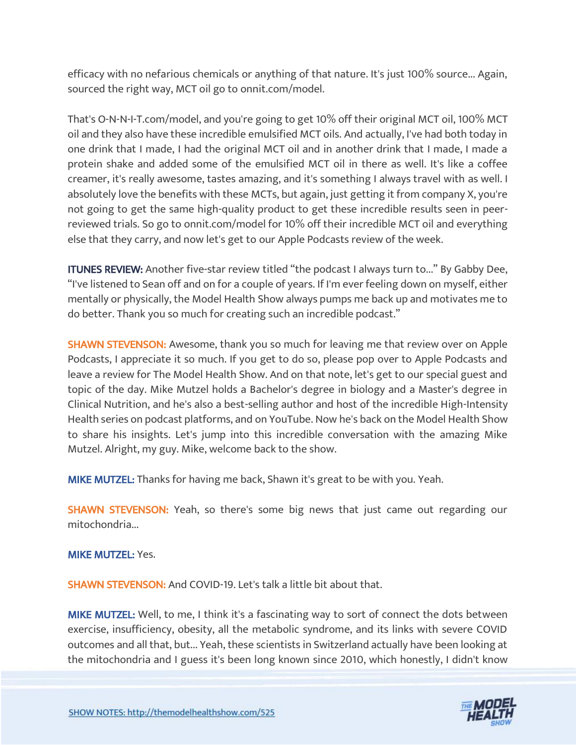efficacy with no nefarious chemicals or anything of that nature. It's just 100% source... Again, sourced the right way, MCT oil go to onnit.com/model.

That's O-N-N-I-T.com/model, and you're going to get 10% off their original MCT oil, 100% MCT oil and they also have these incredible emulsified MCT oils. And actually, I've had both today in one drink that I made, I had the original MCT oil and in another drink that I made, I made a protein shake and added some of the emulsified MCT oil in there as well. It's like a coffee creamer, it's really awesome, tastes amazing, and it's something I always travel with as well. I absolutely love the benefits with these MCTs, but again, just getting it from company X, you're not going to get the same high-quality product to get these incredible results seen in peer-reviewed trials. So go to onnit.com/model for 10% off their incredible MCT oil and everything else that they carry, and now let's get to our Apple Podcasts review of the week.

**ITUNES REVIEW:** Another five-star review titled "the podcast I always turn to..." By Gabby Dee, "I've listened to Sean off and on for a couple of years. If I'm ever feeling down on myself, either mentally or physically, the Model Health Show always pumps me back up and motivates me to do better. Thank you so much for creating such an incredible podcast."

**SHAWN STEVENSON:** Awesome, thank you so much for leaving me that review over on Apple Podcasts, I appreciate it so much. If you get to do so, please pop over to Apple Podcasts and leave a review for The Model Health Show. And on that note, let's get to our special guest and topic of the day. Mike Mutzel holds a Bachelor's degree in biology and a Master's degree in Clinical Nutrition, and he's also a best-selling author and host of the incredible High-Intensity Health series on podcast platforms, and on YouTube. Now he's back on the Model Health Show to share his insights. Let's jump into this incredible conversation with the amazing Mike Mutzel. Alright, my guy. Mike, welcome back to the show.

**MIKE MUTZEL:** Thanks for having me back, Shawn it's great to be with you. Yeah.

**SHAWN STEVENSON:** Yeah, so there's some big news that just came out regarding our mitochondria...

**MIKE MUTZEL:** Yes.

**SHAWN STEVENSON:** And COVID-19. Let's talk a little bit about that.

**MIKE MUTZEL:** Well, to me, I think it's a fascinating way to sort of connect the dots between exercise, insufficiency, obesity, all the metabolic syndrome, and its links with severe COVID outcomes and all that, but... Yeah, these scientists in Switzerland actually have been looking at the mitochondria and I guess it's been long known since 2010, which honestly, I didn't know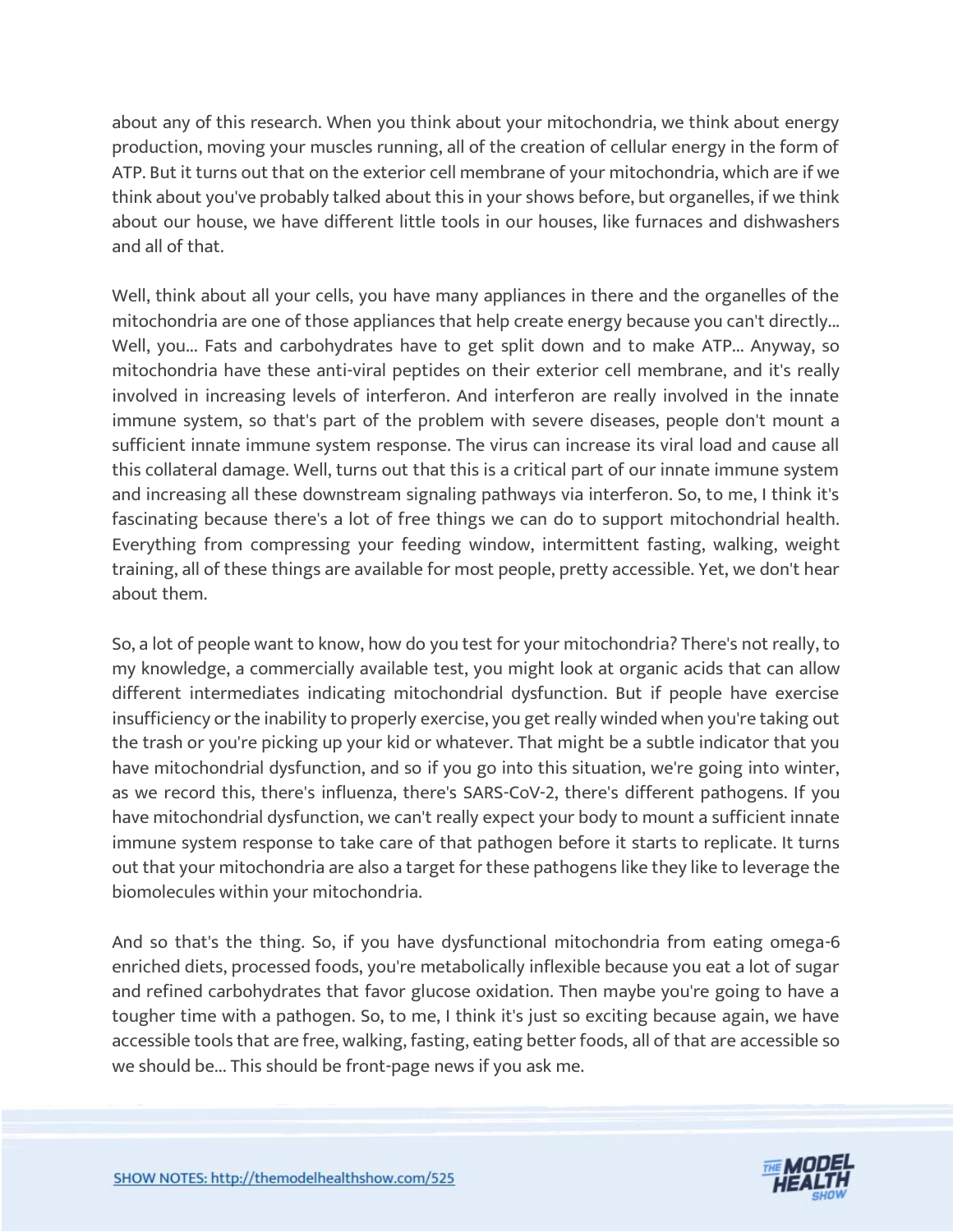about any of this research. When you think about your mitochondria, we think about energy production, moving your muscles running, all of the creation of cellular energy in the form of ATP. But it turns out that on the exterior cell membrane of your mitochondria, which are if we think about you've probably talked about this in your shows before, but organelles, if we think about our house, we have different little tools in our houses, like furnaces and dishwashers and all of that.

Well, think about all your cells, you have many appliances in there and the organelles of the mitochondria are one of those appliances that help create energy because you can't directly... Well, you... Fats and carbohydrates have to get split down and to make ATP... Anyway, so mitochondria have these anti-viral peptides on their exterior cell membrane, and it's really involved in increasing levels of interferon. And interferon are really involved in the innate immune system, so that's part of the problem with severe diseases, people don't mount a sufficient innate immune system response. The virus can increase its viral load and cause all this collateral damage. Well, turns out that this is a critical part of our innate immune system and increasing all these downstream signaling pathways via interferon. So, to me, I think it's fascinating because there's a lot of free things we can do to support mitochondrial health. Everything from compressing your feeding window, intermittent fasting, walking, weight training, all of these things are available for most people, pretty accessible. Yet, we don't hear about them.

So, a lot of people want to know, how do you test for your mitochondria? There's not really, to my knowledge, a commercially available test, you might look at organic acids that can allow different intermediates indicating mitochondrial dysfunction. But if people have exercise insufficiency or the inability to properly exercise, you get really winded when you're taking out the trash or you're picking up your kid or whatever. That might be a subtle indicator that you have mitochondrial dysfunction, and so if you go into this situation, we're going into winter, as we record this, there's influenza, there's SARS-CoV-2, there's different pathogens. If you have mitochondrial dysfunction, we can't really expect your body to mount a sufficient innate immune system response to take care of that pathogen before it starts to replicate. It turns out that your mitochondria are also a target for these pathogens like they like to leverage the biomolecules within your mitochondria.

And so that's the thing. So, if you have dysfunctional mitochondria from eating omega-6 enriched diets, processed foods, you're metabolically inflexible because you eat a lot of sugar and refined carbohydrates that favor glucose oxidation. Then maybe you're going to have a tougher time with a pathogen. So, to me, I think it's just so exciting because again, we have accessible tools that are free, walking, fasting, eating better foods, all of that are accessible so we should be... This should be front-page news if you ask me.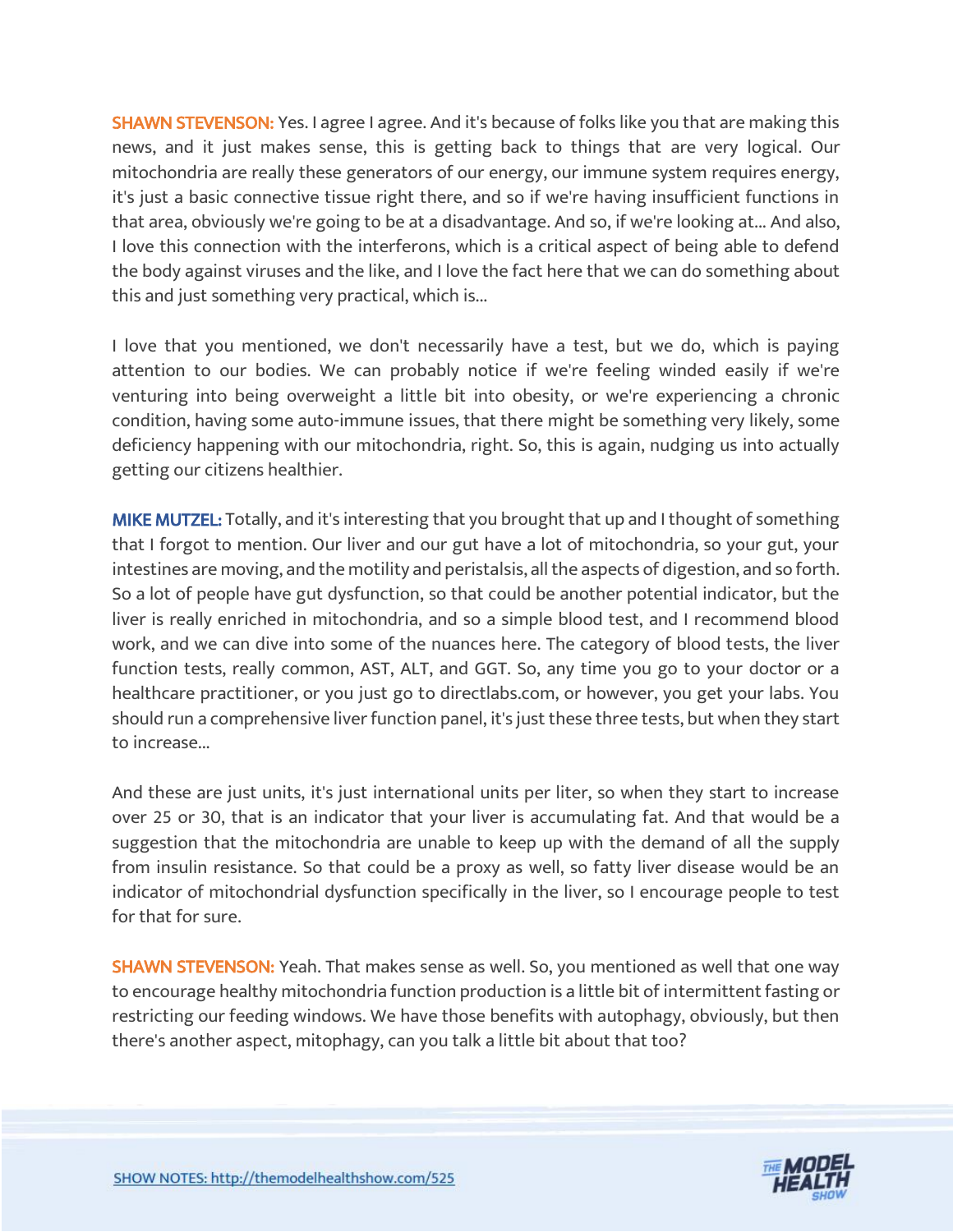**SHAWN STEVENSON:** Yes. I agree I agree. And it's because of folks like you that are making this news, and it just makes sense, this is getting back to things that are very logical. Our mitochondria are really these generators of our energy, our immune system requires energy, it's just a basic connective tissue right there, and so if we're having insufficient functions in that area, obviously we're going to be at a disadvantage. And so, if we're looking at... And also, I love this connection with the interferons, which is a critical aspect of being able to defend the body against viruses and the like, and I love the fact here that we can do something about this and just something very practical, which is...

I love that you mentioned, we don't necessarily have a test, but we do, which is paying attention to our bodies. We can probably notice if we're feeling winded easily if we're venturing into being overweight a little bit into obesity, or we're experiencing a chronic condition, having some auto-immune issues, that there might be something very likely, some deficiency happening with our mitochondria, right. So, this is again, nudging us into actually getting our citizens healthier.

**MIKE MUTZEL:** Totally, and it's interesting that you brought that up and I thought of something that I forgot to mention. Our liver and our gut have a lot of mitochondria, so your gut, your intestines are moving, and the motility and peristalsis, all the aspects of digestion, and so forth. So a lot of people have gut dysfunction, so that could be another potential indicator, but the liver is really enriched in mitochondria, and so a simple blood test, and I recommend blood work, and we can dive into some of the nuances here. The category of blood tests, the liver function tests, really common, AST, ALT, and GGT. So, any time you go to your doctor or a healthcare practitioner, or you just go to directlabs.com, or however, you get your labs. You should run a comprehensive liver function panel, it's just these three tests, but when they start to increase...

And these are just units, it's just international units per liter, so when they start to increase over 25 or 30, that is an indicator that your liver is accumulating fat. And that would be a suggestion that the mitochondria are unable to keep up with the demand of all the supply from insulin resistance. So that could be a proxy as well, so fatty liver disease would be an indicator of mitochondrial dysfunction specifically in the liver, so I encourage people to test for that for sure.

**SHAWN STEVENSON:** Yeah. That makes sense as well. So, you mentioned as well that one way to encourage healthy mitochondria function production is a little bit of intermittent fasting or restricting our feeding windows. We have those benefits with autophagy, obviously, but then there's another aspect, mitophagy, can you talk a little bit about that too?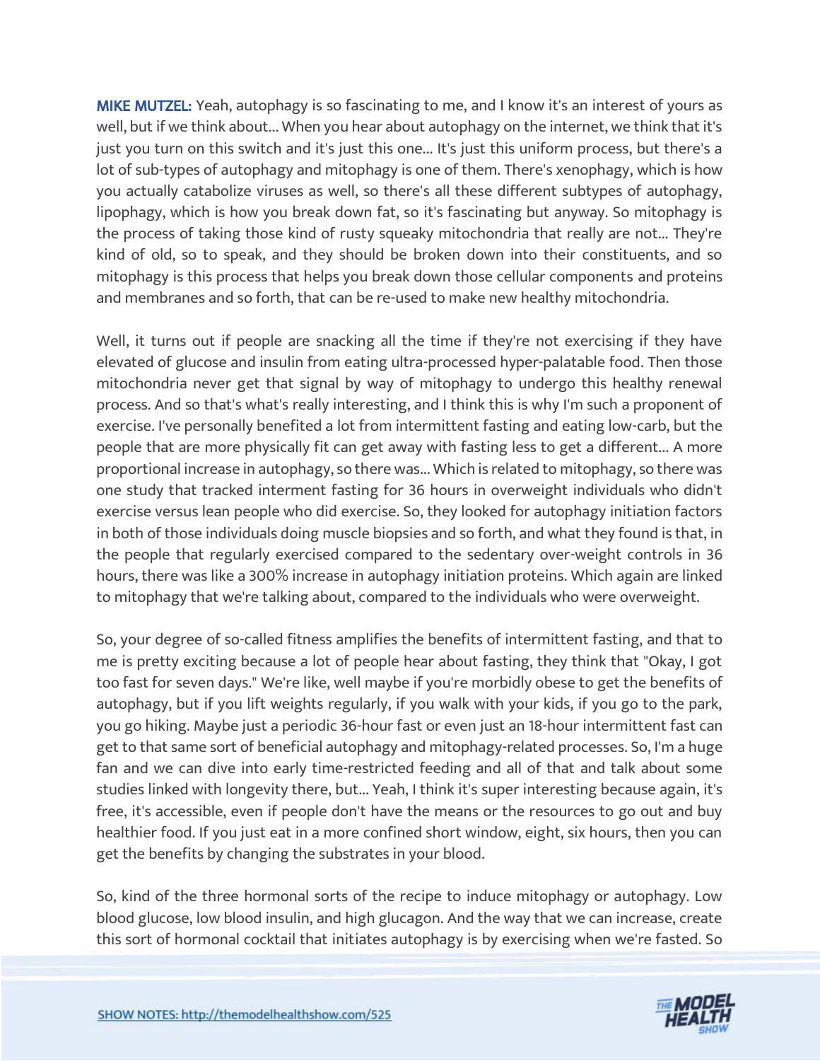**MIKE MUTZEL:** Yeah, autophagy is so fascinating to me, and I know it's an interest of yours as well, but if we think about... When you hear about autophagy on the internet, we think that it's just you turn on this switch and it's just this one... It's just this uniform process, but there's a lot of sub-types of autophagy and mitophagy is one of them. There's xenophagy, which is how you actually catabolize viruses as well, so there's all these different subtypes of autophagy, lipophagy, which is how you break down fat, so it's fascinating but anyway. So mitophagy is the process of taking those kind of rusty squeaky mitochondria that really are not... They're kind of old, so to speak, and they should be broken down into their constituents, and so mitophagy is this process that helps you break down those cellular components and proteins and membranes and so forth, that can be re-used to make new healthy mitochondria.

Well, it turns out if people are snacking all the time if they're not exercising if they have elevated of glucose and insulin from eating ultra-processed hyper-palatable food. Then those mitochondria never get that signal by way of mitophagy to undergo this healthy renewal process. And so that's what's really interesting, and I think this is why I'm such a proponent of exercise. I've personally benefited a lot from intermittent fasting and eating low-carb, but the people that are more physically fit can get away with fasting less to get a different... A more proportional increase in autophagy, so there was... Which is related to mitophagy, so there was one study that tracked interment fasting for 36 hours in overweight individuals who didn't exercise versus lean people who did exercise. So, they looked for autophagy initiation factors in both of those individuals doing muscle biopsies and so forth, and what they found is that, in the people that regularly exercised compared to the sedentary over-weight controls in 36 hours, there was like a 300% increase in autophagy initiation proteins. Which again are linked to mitophagy that we're talking about, compared to the individuals who were overweight.

So, your degree of so-called fitness amplifies the benefits of intermittent fasting, and that to me is pretty exciting because a lot of people hear about fasting, they think that "Okay, I got too fast for seven days." We're like, well maybe if you're morbidly obese to get the benefits of autophagy, but if you lift weights regularly, if you walk with your kids, if you go to the park, you go hiking. Maybe just a periodic 36-hour fast or even just an 18-hour intermittent fast can get to that same sort of beneficial autophagy and mitophagy-related processes. So, I'm a huge fan and we can dive into early time-restricted feeding and all of that and talk about some studies linked with longevity there, but... Yeah, I think it's super interesting because again, it's free, it's accessible, even if people don't have the means or the resources to go out and buy healthier food. If you just eat in a more confined short window, eight, six hours, then you can get the benefits by changing the substrates in your blood.

So, kind of the three hormonal sorts of the recipe to induce mitophagy or autophagy. Low blood glucose, low blood insulin, and high glucagon. And the way that we can increase, create this sort of hormonal cocktail that initiates autophagy is by exercising when we're fasted. So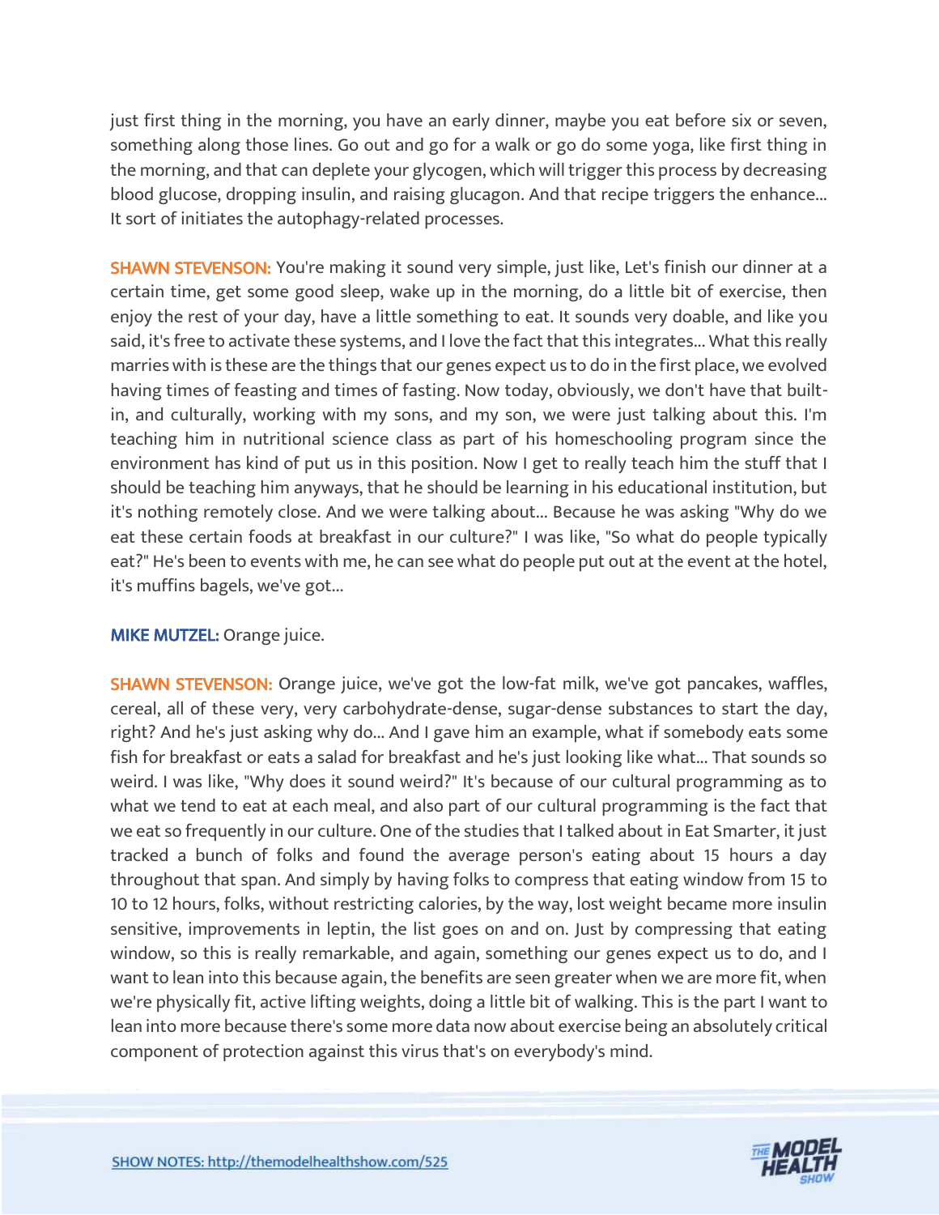just first thing in the morning, you have an early dinner, maybe you eat before six or seven, something along those lines. Go out and go for a walk or go do some yoga, like first thing in the morning, and that can deplete your glycogen, which will trigger this process by decreasing blood glucose, dropping insulin, and raising glucagon. And that recipe triggers the enhance... It sort of initiates the autophagy-related processes.

**SHAWN STEVENSON:** You're making it sound very simple, just like, Let's finish our dinner at a certain time, get some good sleep, wake up in the morning, do a little bit of exercise, then enjoy the rest of your day, have a little something to eat. It sounds very doable, and like you said, it's free to activate these systems, and I love the fact that this integrates... What this really marries with is these are the things that our genes expect us to do in the first place, we evolved having times of feasting and times of fasting. Now today, obviously, we don't have that built-in, and culturally, working with my sons, and my son, we were just talking about this. I'm teaching him in nutritional science class as part of his homeschooling program since the environment has kind of put us in this position. Now I get to really teach him the stuff that I should be teaching him anyways, that he should be learning in his educational institution, but it's nothing remotely close. And we were talking about... Because he was asking "Why do we eat these certain foods at breakfast in our culture?" I was like, "So what do people typically eat?" He's been to events with me, he can see what do people put out at the event at the hotel, it's muffins bagels, we've got...

**MIKE MUTZEL:** Orange juice.

**SHAWN STEVENSON:** Orange juice, we've got the low-fat milk, we've got pancakes, waffles, cereal, all of these very, very carbohydrate-dense, sugar-dense substances to start the day, right? And he's just asking why do... And I gave him an example, what if somebody eats some fish for breakfast or eats a salad for breakfast and he's just looking like what... That sounds so weird. I was like, "Why does it sound weird?" It's because of our cultural programming as to what we tend to eat at each meal, and also part of our cultural programming is the fact that we eat so frequently in our culture. One of the studies that I talked about in Eat Smarter, it just tracked a bunch of folks and found the average person's eating about 15 hours a day throughout that span. And simply by having folks to compress that eating window from 15 to 10 to 12 hours, folks, without restricting calories, by the way, lost weight became more insulin sensitive, improvements in leptin, the list goes on and on. Just by compressing that eating window, so this is really remarkable, and again, something our genes expect us to do, and I want to lean into this because again, the benefits are seen greater when we are more fit, when we're physically fit, active lifting weights, doing a little bit of walking. This is the part I want to lean into more because there's some more data now about exercise being an absolutely critical component of protection against this virus that's on everybody's mind.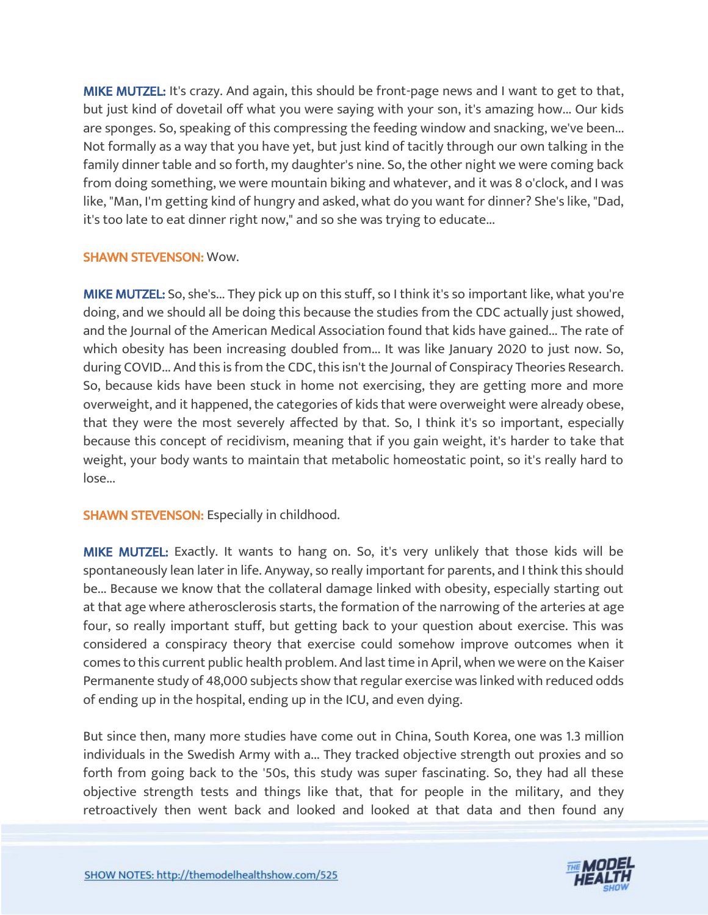**MIKE MUTZEL:** It's crazy. And again, this should be front-page news and I want to get to that, but just kind of dovetail off what you were saying with your son, it's amazing how... Our kids are sponges. So, speaking of this compressing the feeding window and snacking, we've been... Not formally as a way that you have yet, but just kind of tacitly through our own talking in the family dinner table and so forth, my daughter's nine. So, the other night we were coming back from doing something, we were mountain biking and whatever, and it was 8 o'clock, and I was like, "Man, I'm getting kind of hungry and asked, what do you want for dinner? She's like, "Dad, it's too late to eat dinner right now," and so she was trying to educate...

**SHAWN STEVENSON:** Wow.

**MIKE MUTZEL:** So, she's... They pick up on this stuff, so I think it's so important like, what you're doing, and we should all be doing this because the studies from the CDC actually just showed, and the Journal of the American Medical Association found that kids have gained... The rate of which obesity has been increasing doubled from... It was like January 2020 to just now. So, during COVID... And this is from the CDC, this isn't the Journal of Conspiracy Theories Research. So, because kids have been stuck in home not exercising, they are getting more and more overweight, and it happened, the categories of kids that were overweight were already obese, that they were the most severely affected by that. So, I think it's so important, especially because this concept of recidivism, meaning that if you gain weight, it's harder to take that weight, your body wants to maintain that metabolic homeostatic point, so it's really hard to lose...

**SHAWN STEVENSON:** Especially in childhood.

**MIKE MUTZEL:** Exactly. It wants to hang on. So, it's very unlikely that those kids will be spontaneously lean later in life. Anyway, so really important for parents, and I think this should be... Because we know that the collateral damage linked with obesity, especially starting out at that age where atherosclerosis starts, the formation of the narrowing of the arteries at age four, so really important stuff, but getting back to your question about exercise. This was considered a conspiracy theory that exercise could somehow improve outcomes when it comes to this current public health problem. And last time in April, when we were on the Kaiser Permanente study of 48,000 subjects show that regular exercise was linked with reduced odds of ending up in the hospital, ending up in the ICU, and even dying.

But since then, many more studies have come out in China, South Korea, one was 1.3 million individuals in the Swedish Army with a... They tracked objective strength out proxies and so forth from going back to the '50s, this study was super fascinating. So, they had all these objective strength tests and things like that, that for people in the military, and they retroactively then went back and looked and looked at that data and then found any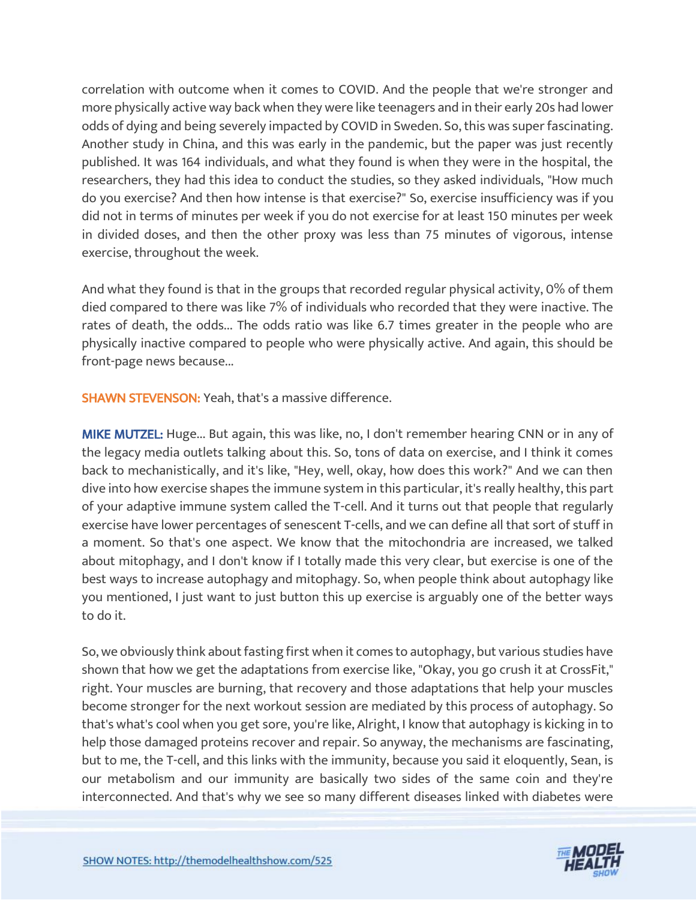correlation with outcome when it comes to COVID. And the people that we're stronger and more physically active way back when they were like teenagers and in their early 20s had lower odds of dying and being severely impacted by COVID in Sweden. So, this was super fascinating. Another study in China, and this was early in the pandemic, but the paper was just recently published. It was 164 individuals, and what they found is when they were in the hospital, the researchers, they had this idea to conduct the studies, so they asked individuals, "How much do you exercise? And then how intense is that exercise?" So, exercise insufficiency was if you did not in terms of minutes per week if you do not exercise for at least 150 minutes per week in divided doses, and then the other proxy was less than 75 minutes of vigorous, intense exercise, throughout the week.

And what they found is that in the groups that recorded regular physical activity, 0% of them died compared to there was like 7% of individuals who recorded that they were inactive. The rates of death, the odds... The odds ratio was like 6.7 times greater in the people who are physically inactive compared to people who were physically active. And again, this should be front-page news because...

**SHAWN STEVENSON:** Yeah, that's a massive difference.

**MIKE MUTZEL:** Huge... But again, this was like, no, I don't remember hearing CNN or in any of the legacy media outlets talking about this. So, tons of data on exercise, and I think it comes back to mechanistically, and it's like, "Hey, well, okay, how does this work?" And we can then dive into how exercise shapes the immune system in this particular, it's really healthy, this part of your adaptive immune system called the T-cell. And it turns out that people that regularly exercise have lower percentages of senescent T-cells, and we can define all that sort of stuff in a moment. So that's one aspect. We know that the mitochondria are increased, we talked about mitophagy, and I don't know if I totally made this very clear, but exercise is one of the best ways to increase autophagy and mitophagy. So, when people think about autophagy like you mentioned, I just want to just button this up exercise is arguably one of the better ways to do it.

So, we obviously think about fasting first when it comes to autophagy, but various studies have shown that how we get the adaptations from exercise like, "Okay, you go crush it at CrossFit," right. Your muscles are burning, that recovery and those adaptations that help your muscles become stronger for the next workout session are mediated by this process of autophagy. So that's what's cool when you get sore, you're like, Alright, I know that autophagy is kicking in to help those damaged proteins recover and repair. So anyway, the mechanisms are fascinating, but to me, the T-cell, and this links with the immunity, because you said it eloquently, Sean, is our metabolism and our immunity are basically two sides of the same coin and they're interconnected. And that's why we see so many different diseases linked with diabetes were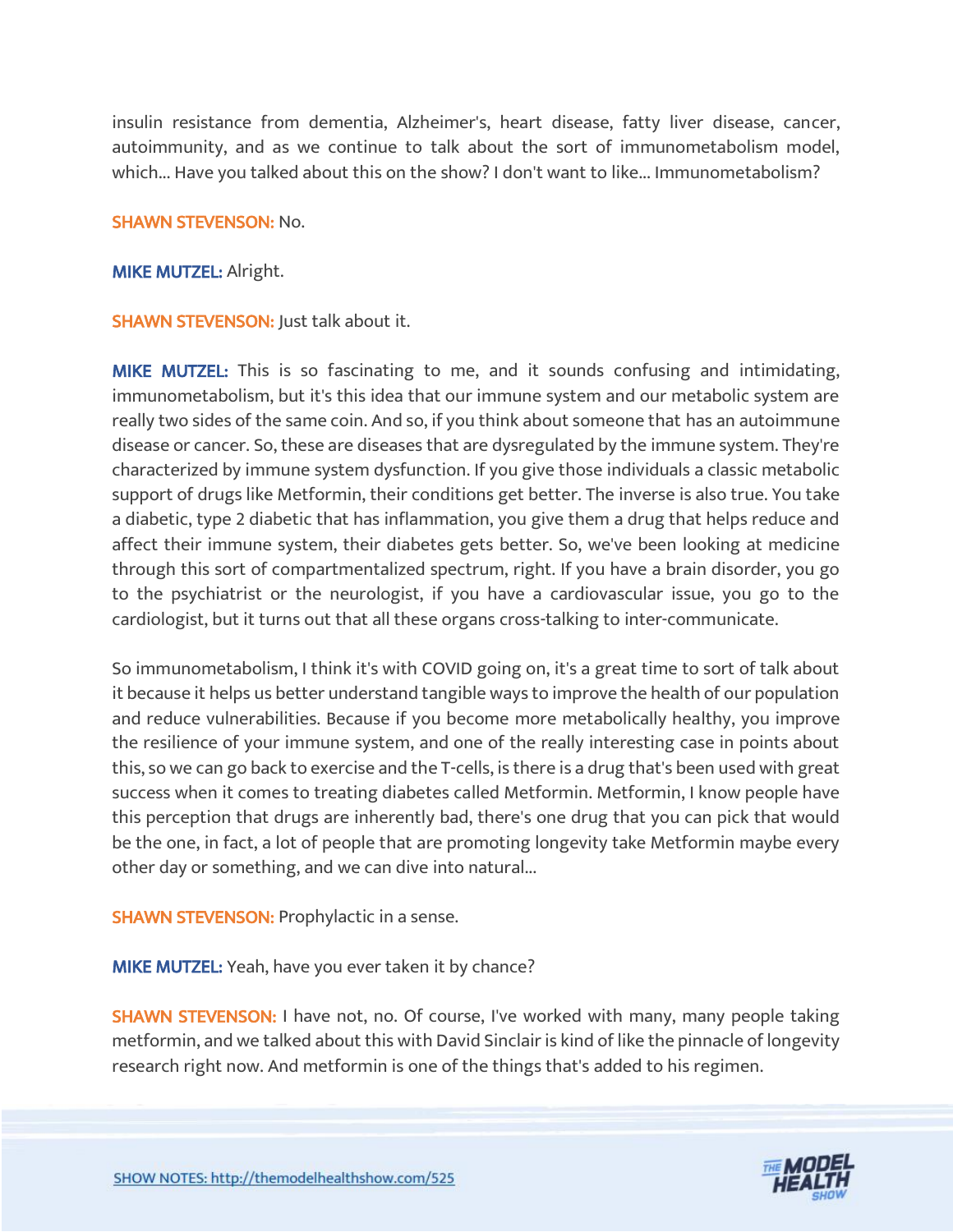insulin resistance from dementia, Alzheimer's, heart disease, fatty liver disease, cancer, autoimmunity, and as we continue to talk about the sort of immunometabolism model, which... Have you talked about this on the show? I don't want to like... Immunometabolism?

**SHAWN STEVENSON:** No.

**MIKE MUTZEL:** Alright.

**SHAWN STEVENSON:** Just talk about it.

**MIKE MUTZEL:** This is so fascinating to me, and it sounds confusing and intimidating, immunometabolism, but it's this idea that our immune system and our metabolic system are really two sides of the same coin. And so, if you think about someone that has an autoimmune disease or cancer. So, these are diseases that are dysregulated by the immune system. They're characterized by immune system dysfunction. If you give those individuals a classic metabolic support of drugs like Metformin, their conditions get better. The inverse is also true. You take a diabetic, type 2 diabetic that has inflammation, you give them a drug that helps reduce and affect their immune system, their diabetes gets better. So, we've been looking at medicine through this sort of compartmentalized spectrum, right. If you have a brain disorder, you go to the psychiatrist or the neurologist, if you have a cardiovascular issue, you go to the cardiologist, but it turns out that all these organs cross-talking to inter-communicate.

So immunometabolism, I think it's with COVID going on, it's a great time to sort of talk about it because it helps us better understand tangible ways to improve the health of our population and reduce vulnerabilities. Because if you become more metabolically healthy, you improve the resilience of your immune system, and one of the really interesting case in points about this, so we can go back to exercise and the T-cells, is there is a drug that's been used with great success when it comes to treating diabetes called Metformin. Metformin, I know people have this perception that drugs are inherently bad, there's one drug that you can pick that would be the one, in fact, a lot of people that are promoting longevity take Metformin maybe every other day or something, and we can dive into natural...

**SHAWN STEVENSON:** Prophylactic in a sense.

**MIKE MUTZEL:** Yeah, have you ever taken it by chance?

**SHAWN STEVENSON:** I have not, no. Of course, I've worked with many, many people taking metformin, and we talked about this with David Sinclair is kind of like the pinnacle of longevity research right now. And metformin is one of the things that's added to his regimen.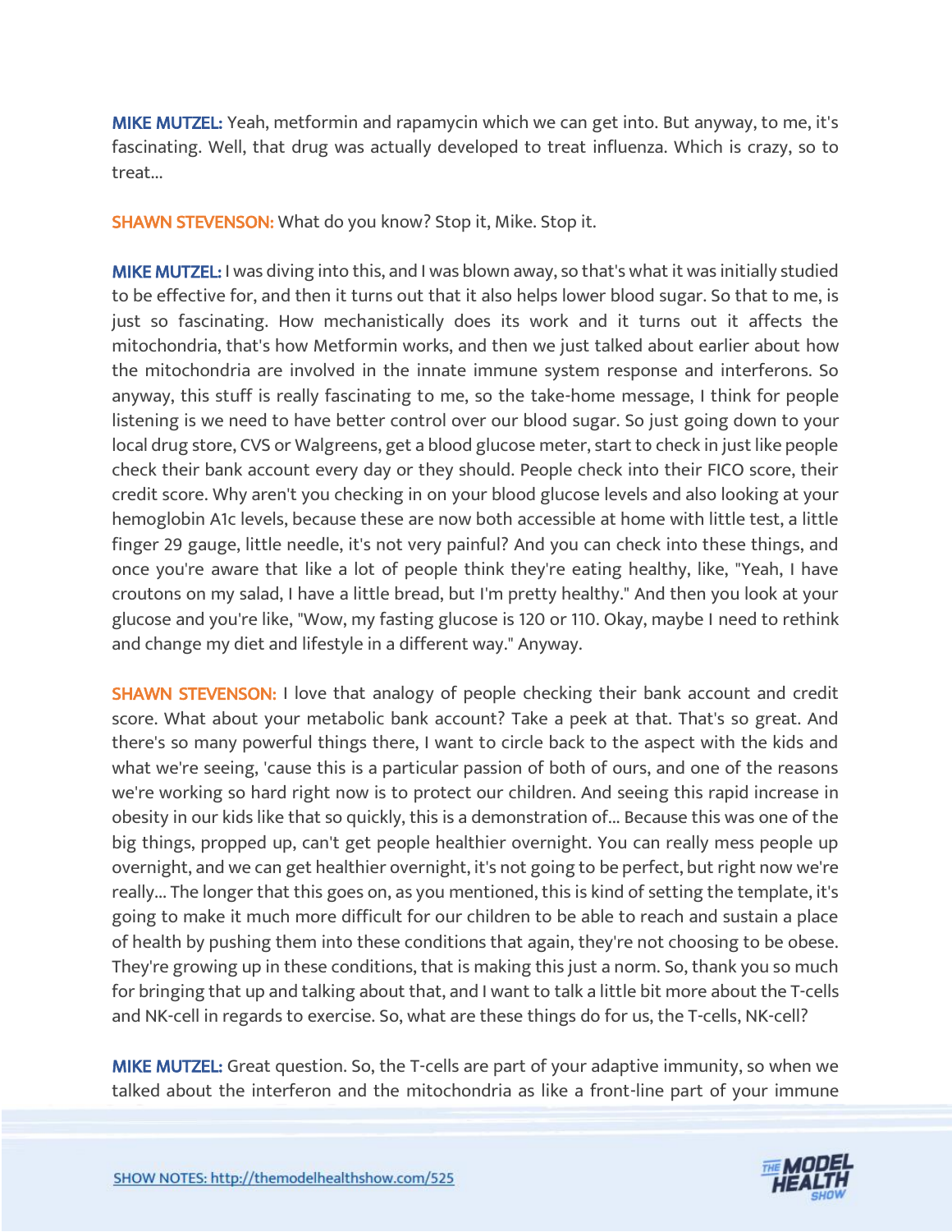**MIKE MUTZEL:** Yeah, metformin and rapamycin which we can get into. But anyway, to me, it's fascinating. Well, that drug was actually developed to treat influenza. Which is crazy, so to treat...

**SHAWN STEVENSON:** What do you know? Stop it, Mike. Stop it.

**MIKE MUTZEL:** I was diving into this, and I was blown away, so that's what it was initially studied to be effective for, and then it turns out that it also helps lower blood sugar. So that to me, is just so fascinating. How mechanistically does its work and it turns out it affects the mitochondria, that's how Metformin works, and then we just talked about earlier about how the mitochondria are involved in the innate immune system response and interferons. So anyway, this stuff is really fascinating to me, so the take-home message, I think for people listening is we need to have better control over our blood sugar. So just going down to your local drug store, CVS or Walgreens, get a blood glucose meter, start to check in just like people check their bank account every day or they should. People check into their FICO score, their credit score. Why aren't you checking in on your blood glucose levels and also looking at your hemoglobin A1c levels, because these are now both accessible at home with little test, a little finger 29 gauge, little needle, it's not very painful? And you can check into these things, and once you're aware that like a lot of people think they're eating healthy, like, "Yeah, I have croutons on my salad, I have a little bread, but I'm pretty healthy." And then you look at your glucose and you're like, "Wow, my fasting glucose is 120 or 110. Okay, maybe I need to rethink and change my diet and lifestyle in a different way." Anyway.

**SHAWN STEVENSON:** I love that analogy of people checking their bank account and credit score. What about your metabolic bank account? Take a peek at that. That's so great. And there's so many powerful things there, I want to circle back to the aspect with the kids and what we're seeing, 'cause this is a particular passion of both of ours, and one of the reasons we're working so hard right now is to protect our children. And seeing this rapid increase in obesity in our kids like that so quickly, this is a demonstration of... Because this was one of the big things, propped up, can't get people healthier overnight. You can really mess people up overnight, and we can get healthier overnight, it's not going to be perfect, but right now we're really... The longer that this goes on, as you mentioned, this is kind of setting the template, it's going to make it much more difficult for our children to be able to reach and sustain a place of health by pushing them into these conditions that again, they're not choosing to be obese. They're growing up in these conditions, that is making this just a norm. So, thank you so much for bringing that up and talking about that, and I want to talk a little bit more about the T-cells and NK-cell in regards to exercise. So, what are these things do for us, the T-cells, NK-cell?

**MIKE MUTZEL:** Great question. So, the T-cells are part of your adaptive immunity, so when we talked about the interferon and the mitochondria as like a front-line part of your immune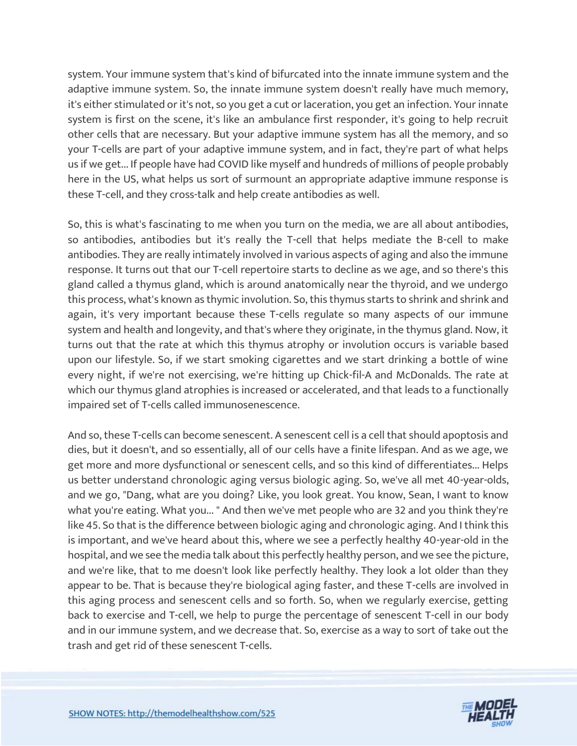system. Your immune system that's kind of bifurcated into the innate immune system and the adaptive immune system. So, the innate immune system doesn't really have much memory, it's either stimulated or it's not, so you get a cut or laceration, you get an infection. Your innate system is first on the scene, it's like an ambulance first responder, it's going to help recruit other cells that are necessary. But your adaptive immune system has all the memory, and so your T-cells are part of your adaptive immune system, and in fact, they're part of what helps us if we get... If people have had COVID like myself and hundreds of millions of people probably here in the US, what helps us sort of surmount an appropriate adaptive immune response is these T-cell, and they cross-talk and help create antibodies as well.

So, this is what's fascinating to me when you turn on the media, we are all about antibodies, so antibodies, antibodies but it's really the T-cell that helps mediate the B-cell to make antibodies. They are really intimately involved in various aspects of aging and also the immune response. It turns out that our T-cell repertoire starts to decline as we age, and so there's this gland called a thymus gland, which is around anatomically near the thyroid, and we undergo this process, what's known as thymic involution. So, this thymus starts to shrink and shrink and again, it's very important because these T-cells regulate so many aspects of our immune system and health and longevity, and that's where they originate, in the thymus gland. Now, it turns out that the rate at which this thymus atrophy or involution occurs is variable based upon our lifestyle. So, if we start smoking cigarettes and we start drinking a bottle of wine every night, if we're not exercising, we're hitting up Chick-fil-A and McDonalds. The rate at which our thymus gland atrophies is increased or accelerated, and that leads to a functionally impaired set of T-cells called immunosenescence.

And so, these T-cells can become senescent. A senescent cell is a cell that should apoptosis and dies, but it doesn't, and so essentially, all of our cells have a finite lifespan. And as we age, we get more and more dysfunctional or senescent cells, and so this kind of differentiates... Helps us better understand chronologic aging versus biologic aging. So, we've all met 40-year-olds, and we go, "Dang, what are you doing? Like, you look great. You know, Sean, I want to know what you're eating. What you... " And then we've met people who are 32 and you think they're like 45. So that is the difference between biologic aging and chronologic aging. And I think this is important, and we've heard about this, where we see a perfectly healthy 40-year-old in the hospital, and we see the media talk about this perfectly healthy person, and we see the picture, and we're like, that to me doesn't look like perfectly healthy. They look a lot older than they appear to be. That is because they're biological aging faster, and these T-cells are involved in this aging process and senescent cells and so forth. So, when we regularly exercise, getting back to exercise and T-cell, we help to purge the percentage of senescent T-cell in our body and in our immune system, and we decrease that. So, exercise as a way to sort of take out the trash and get rid of these senescent T-cells.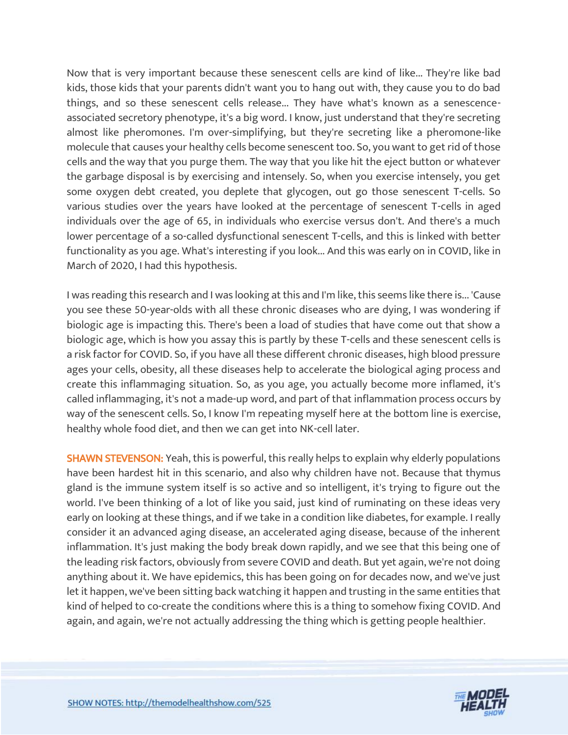Now that is very important because these senescent cells are kind of like... They're like bad kids, those kids that your parents didn't want you to hang out with, they cause you to do bad things, and so these senescent cells release... They have what's known as a senescence-associated secretory phenotype, it's a big word. I know, just understand that they're secreting almost like pheromones. I'm over-simplifying, but they're secreting like a pheromone-like molecule that causes your healthy cells become senescent too. So, you want to get rid of those cells and the way that you purge them. The way that you like hit the eject button or whatever the garbage disposal is by exercising and intensely. So, when you exercise intensely, you get some oxygen debt created, you deplete that glycogen, out go those senescent T-cells. So various studies over the years have looked at the percentage of senescent T-cells in aged individuals over the age of 65, in individuals who exercise versus don't. And there's a much lower percentage of a so-called dysfunctional senescent T-cells, and this is linked with better functionality as you age. What's interesting if you look... And this was early on in COVID, like in March of 2020, I had this hypothesis.

I was reading this research and I was looking at this and I'm like, this seems like there is... 'Cause you see these 50-year-olds with all these chronic diseases who are dying, I was wondering if biologic age is impacting this. There's been a load of studies that have come out that show a biologic age, which is how you assay this is partly by these T-cells and these senescent cells is a risk factor for COVID. So, if you have all these different chronic diseases, high blood pressure ages your cells, obesity, all these diseases help to accelerate the biological aging process and create this inflammaging situation. So, as you age, you actually become more inflamed, it's called inflammaging, it's not a made-up word, and part of that inflammation process occurs by way of the senescent cells. So, I know I'm repeating myself here at the bottom line is exercise, healthy whole food diet, and then we can get into NK-cell later.

**SHAWN STEVENSON:** Yeah, this is powerful, this really helps to explain why elderly populations have been hardest hit in this scenario, and also why children have not. Because that thymus gland is the immune system itself is so active and so intelligent, it's trying to figure out the world. I've been thinking of a lot of like you said, just kind of ruminating on these ideas very early on looking at these things, and if we take in a condition like diabetes, for example. I really consider it an advanced aging disease, an accelerated aging disease, because of the inherent inflammation. It's just making the body break down rapidly, and we see that this being one of the leading risk factors, obviously from severe COVID and death. But yet again, we're not doing anything about it. We have epidemics, this has been going on for decades now, and we've just let it happen, we've been sitting back watching it happen and trusting in the same entities that kind of helped to co-create the conditions where this is a thing to somehow fixing COVID. And again, and again, we're not actually addressing the thing which is getting people healthier.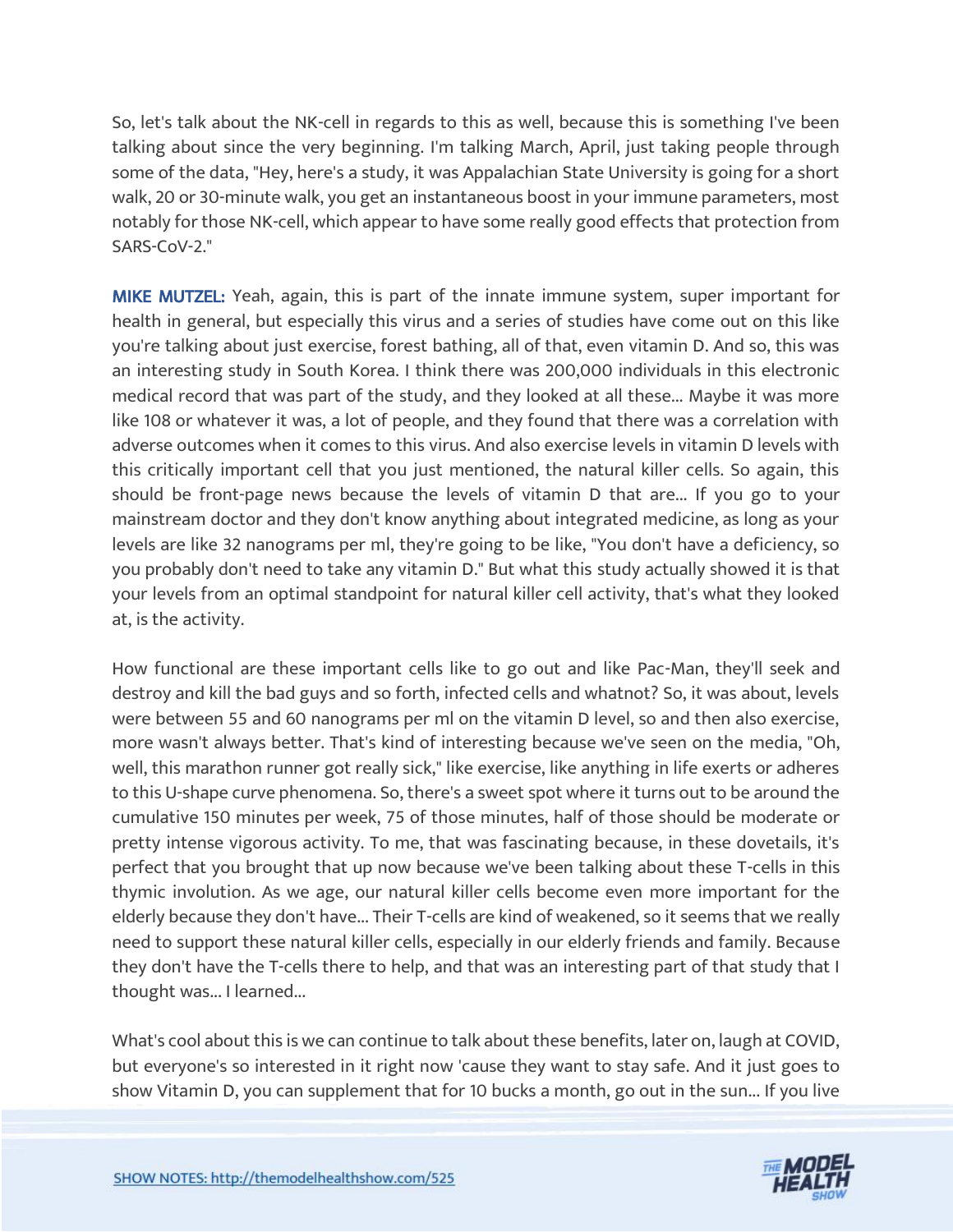So, let's talk about the NK-cell in regards to this as well, because this is something I've been talking about since the very beginning. I'm talking March, April, just taking people through some of the data, "Hey, here's a study, it was Appalachian State University is going for a short walk, 20 or 30-minute walk, you get an instantaneous boost in your immune parameters, most notably for those NK-cell, which appear to have some really good effects that protection from SARS-CoV-2."

**MIKE MUTZEL:** Yeah, again, this is part of the innate immune system, super important for health in general, but especially this virus and a series of studies have come out on this like you're talking about just exercise, forest bathing, all of that, even vitamin D. And so, this was an interesting study in South Korea. I think there was 200,000 individuals in this electronic medical record that was part of the study, and they looked at all these... Maybe it was more like 108 or whatever it was, a lot of people, and they found that there was a correlation with adverse outcomes when it comes to this virus. And also exercise levels in vitamin D levels with this critically important cell that you just mentioned, the natural killer cells. So again, this should be front-page news because the levels of vitamin D that are... If you go to your mainstream doctor and they don't know anything about integrated medicine, as long as your levels are like 32 nanograms per ml, they're going to be like, "You don't have a deficiency, so you probably don't need to take any vitamin D." But what this study actually showed it is that your levels from an optimal standpoint for natural killer cell activity, that's what they looked at, is the activity.

How functional are these important cells like to go out and like Pac-Man, they'll seek and destroy and kill the bad guys and so forth, infected cells and whatnot? So, it was about, levels were between 55 and 60 nanograms per ml on the vitamin D level, so and then also exercise, more wasn't always better. That's kind of interesting because we've seen on the media, "Oh, well, this marathon runner got really sick," like exercise, like anything in life exerts or adheres to this U-shape curve phenomena. So, there's a sweet spot where it turns out to be around the cumulative 150 minutes per week, 75 of those minutes, half of those should be moderate or pretty intense vigorous activity. To me, that was fascinating because, in these dovetails, it's perfect that you brought that up now because we've been talking about these T-cells in this thymic involution. As we age, our natural killer cells become even more important for the elderly because they don't have... Their T-cells are kind of weakened, so it seems that we really need to support these natural killer cells, especially in our elderly friends and family. Because they don't have the T-cells there to help, and that was an interesting part of that study that I thought was... I learned...

What's cool about this is we can continue to talk about these benefits, later on, laugh at COVID, but everyone's so interested in it right now 'cause they want to stay safe. And it just goes to show Vitamin D, you can supplement that for 10 bucks a month, go out in the sun... If you live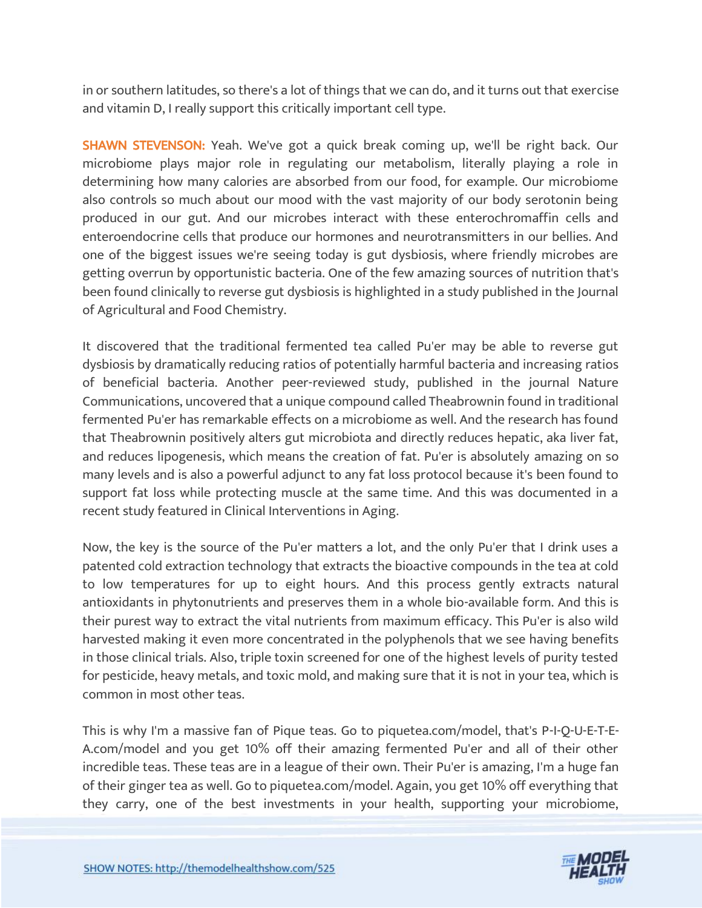in or southern latitudes, so there's a lot of things that we can do, and it turns out that exercise and vitamin D, I really support this critically important cell type.

**SHAWN STEVENSON:** Yeah. We've got a quick break coming up, we'll be right back. Our microbiome plays major role in regulating our metabolism, literally playing a role in determining how many calories are absorbed from our food, for example. Our microbiome also controls so much about our mood with the vast majority of our body serotonin being produced in our gut. And our microbes interact with these enterochromaffin cells and enteroendocrine cells that produce our hormones and neurotransmitters in our bellies. And one of the biggest issues we're seeing today is gut dysbiosis, where friendly microbes are getting overrun by opportunistic bacteria. One of the few amazing sources of nutrition that's been found clinically to reverse gut dysbiosis is highlighted in a study published in the Journal of Agricultural and Food Chemistry.

It discovered that the traditional fermented tea called Pu'er may be able to reverse gut dysbiosis by dramatically reducing ratios of potentially harmful bacteria and increasing ratios of beneficial bacteria. Another peer-reviewed study, published in the journal Nature Communications, uncovered that a unique compound called Theabrownin found in traditional fermented Pu'er has remarkable effects on a microbiome as well. And the research has found that Theabrownin positively alters gut microbiota and directly reduces hepatic, aka liver fat, and reduces lipogenesis, which means the creation of fat. Pu'er is absolutely amazing on so many levels and is also a powerful adjunct to any fat loss protocol because it's been found to support fat loss while protecting muscle at the same time. And this was documented in a recent study featured in Clinical Interventions in Aging.

Now, the key is the source of the Pu'er matters a lot, and the only Pu'er that I drink uses a patented cold extraction technology that extracts the bioactive compounds in the tea at cold to low temperatures for up to eight hours. And this process gently extracts natural antioxidants in phytonutrients and preserves them in a whole bio-available form. And this is their purest way to extract the vital nutrients from maximum efficacy. This Pu'er is also wild harvested making it even more concentrated in the polyphenols that we see having benefits in those clinical trials. Also, triple toxin screened for one of the highest levels of purity tested for pesticide, heavy metals, and toxic mold, and making sure that it is not in your tea, which is common in most other teas.

This is why I'm a massive fan of Pique teas. Go to piquetea.com/model, that's P-I-Q-U-E-T-E-A.com/model and you get 10% off their amazing fermented Pu'er and all of their other incredible teas. These teas are in a league of their own. Their Pu'er is amazing, I'm a huge fan of their ginger tea as well. Go to piquetea.com/model. Again, you get 10% off everything that they carry, one of the best investments in your health, supporting your microbiome,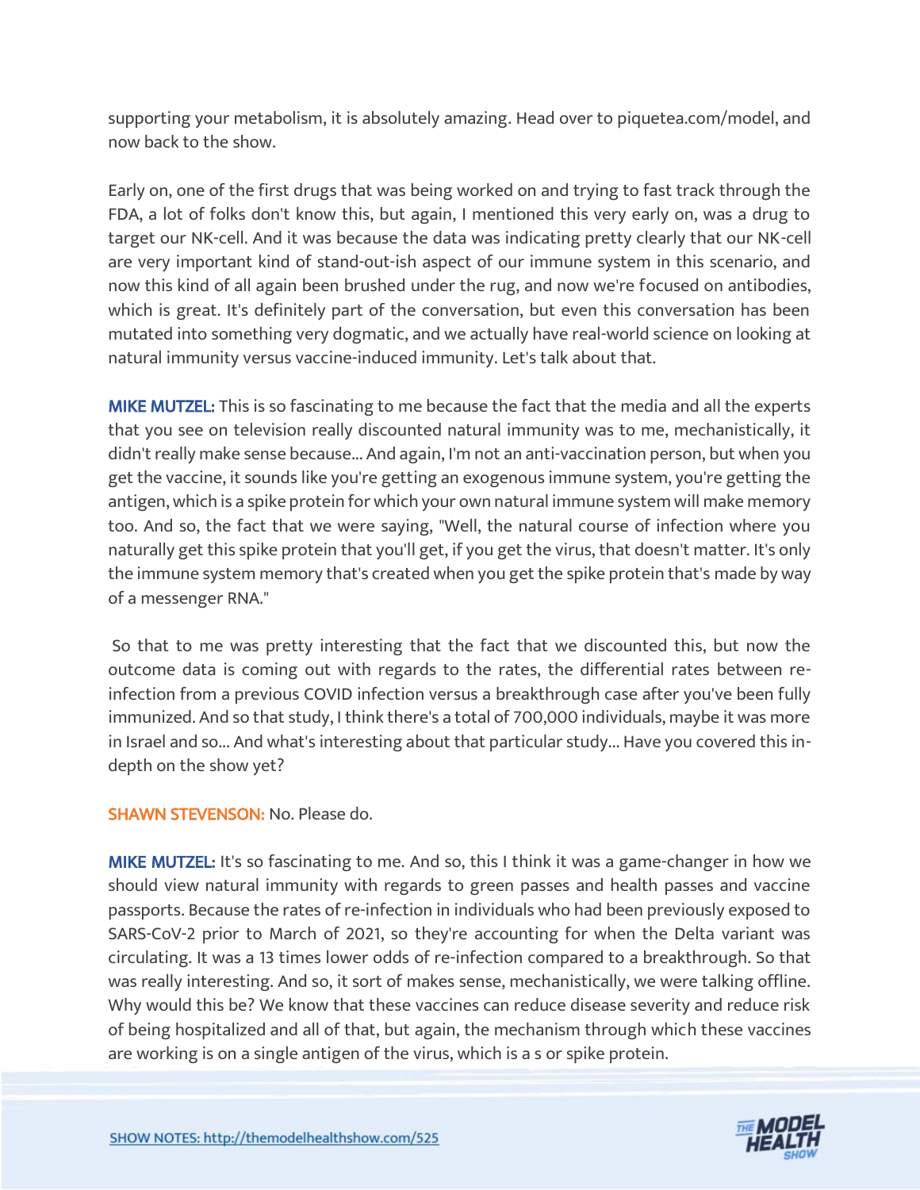supporting your metabolism, it is absolutely amazing. Head over to piquetea.com/model, and now back to the show.

Early on, one of the first drugs that was being worked on and trying to fast track through the FDA, a lot of folks don't know this, but again, I mentioned this very early on, was a drug to target our NK-cell. And it was because the data was indicating pretty clearly that our NK-cell are very important kind of stand-out-ish aspect of our immune system in this scenario, and now this kind of all again been brushed under the rug, and now we're focused on antibodies, which is great. It's definitely part of the conversation, but even this conversation has been mutated into something very dogmatic, and we actually have real-world science on looking at natural immunity versus vaccine-induced immunity. Let's talk about that.

**MIKE MUTZEL:** This is so fascinating to me because the fact that the media and all the experts that you see on television really discounted natural immunity was to me, mechanistically, it didn't really make sense because... And again, I'm not an anti-vaccination person, but when you get the vaccine, it sounds like you're getting an exogenous immune system, you're getting the antigen, which is a spike protein for which your own natural immune system will make memory too. And so, the fact that we were saying, "Well, the natural course of infection where you naturally get this spike protein that you'll get, if you get the virus, that doesn't matter. It's only the immune system memory that's created when you get the spike protein that's made by way of a messenger RNA."

So that to me was pretty interesting that the fact that we discounted this, but now the outcome data is coming out with regards to the rates, the differential rates between re-infection from a previous COVID infection versus a breakthrough case after you've been fully immunized. And so that study, I think there's a total of 700,000 individuals, maybe it was more in Israel and so... And what's interesting about that particular study... Have you covered this in-depth on the show yet?

**SHAWN STEVENSON:** No. Please do.

**MIKE MUTZEL:** It's so fascinating to me. And so, this I think it was a game-changer in how we should view natural immunity with regards to green passes and health passes and vaccine passports. Because the rates of re-infection in individuals who had been previously exposed to SARS-CoV-2 prior to March of 2021, so they're accounting for when the Delta variant was circulating. It was a 13 times lower odds of re-infection compared to a breakthrough. So that was really interesting. And so, it sort of makes sense, mechanistically, we were talking offline. Why would this be? We know that these vaccines can reduce disease severity and reduce risk of being hospitalized and all of that, but again, the mechanism through which these vaccines are working is on a single antigen of the virus, which is a s or spike protein.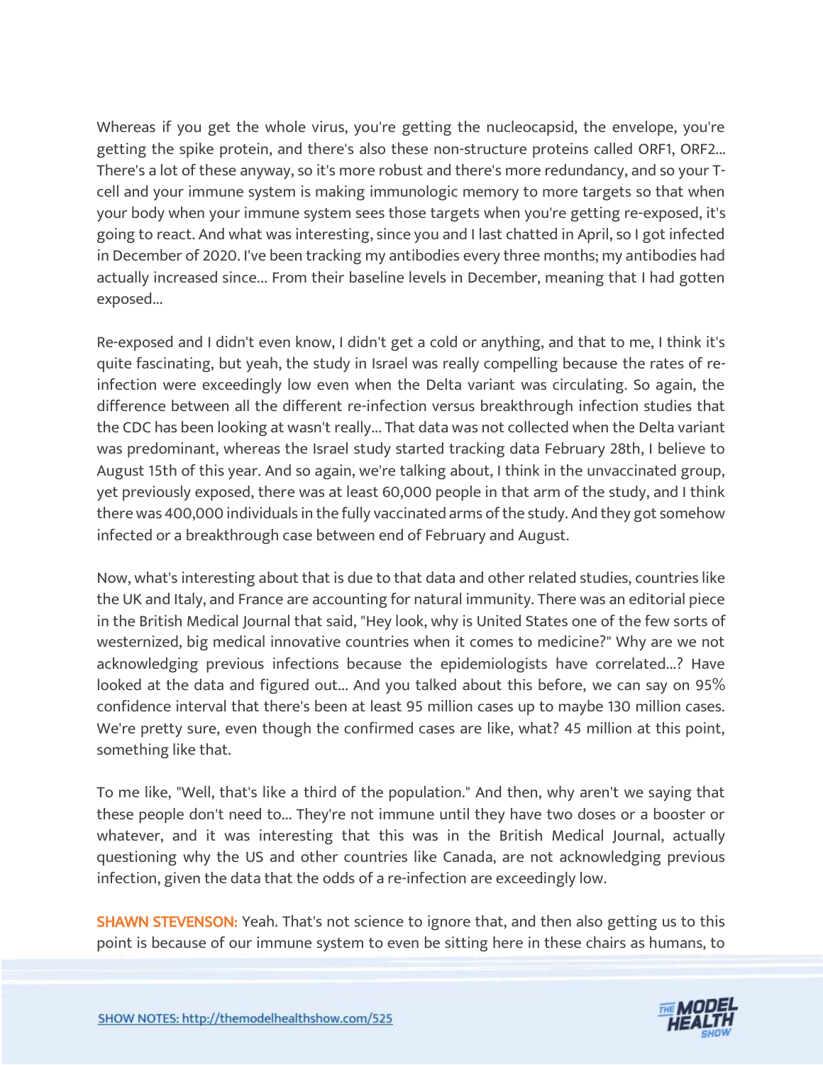Whereas if you get the whole virus, you're getting the nucleocapsid, the envelope, you're getting the spike protein, and there's also these non-structure proteins called ORF1, ORF2... There's a lot of these anyway, so it's more robust and there's more redundancy, and so your T-cell and your immune system is making immunologic memory to more targets so that when your body when your immune system sees those targets when you're getting re-exposed, it's going to react. And what was interesting, since you and I last chatted in April, so I got infected in December of 2020. I've been tracking my antibodies every three months; my antibodies had actually increased since... From their baseline levels in December, meaning that I had gotten exposed...

Re-exposed and I didn't even know, I didn't get a cold or anything, and that to me, I think it's quite fascinating, but yeah, the study in Israel was really compelling because the rates of re-infection were exceedingly low even when the Delta variant was circulating. So again, the difference between all the different re-infection versus breakthrough infection studies that the CDC has been looking at wasn't really... That data was not collected when the Delta variant was predominant, whereas the Israel study started tracking data February 28th, I believe to August 15th of this year. And so again, we're talking about, I think in the unvaccinated group, yet previously exposed, there was at least 60,000 people in that arm of the study, and I think there was 400,000 individuals in the fully vaccinated arms of the study. And they got somehow infected or a breakthrough case between end of February and August.

Now, what's interesting about that is due to that data and other related studies, countries like the UK and Italy, and France are accounting for natural immunity. There was an editorial piece in the British Medical Journal that said, "Hey look, why is United States one of the few sorts of westernized, big medical innovative countries when it comes to medicine?" Why are we not acknowledging previous infections because the epidemiologists have correlated...? Have looked at the data and figured out... And you talked about this before, we can say on 95% confidence interval that there's been at least 95 million cases up to maybe 130 million cases. We're pretty sure, even though the confirmed cases are like, what? 45 million at this point, something like that.

To me like, "Well, that's like a third of the population." And then, why aren't we saying that these people don't need to... They're not immune until they have two doses or a booster or whatever, and it was interesting that this was in the British Medical Journal, actually questioning why the US and other countries like Canada, are not acknowledging previous infection, given the data that the odds of a re-infection are exceedingly low.

**SHAWN STEVENSON:** Yeah. That's not science to ignore that, and then also getting us to this point is because of our immune system to even be sitting here in these chairs as humans, to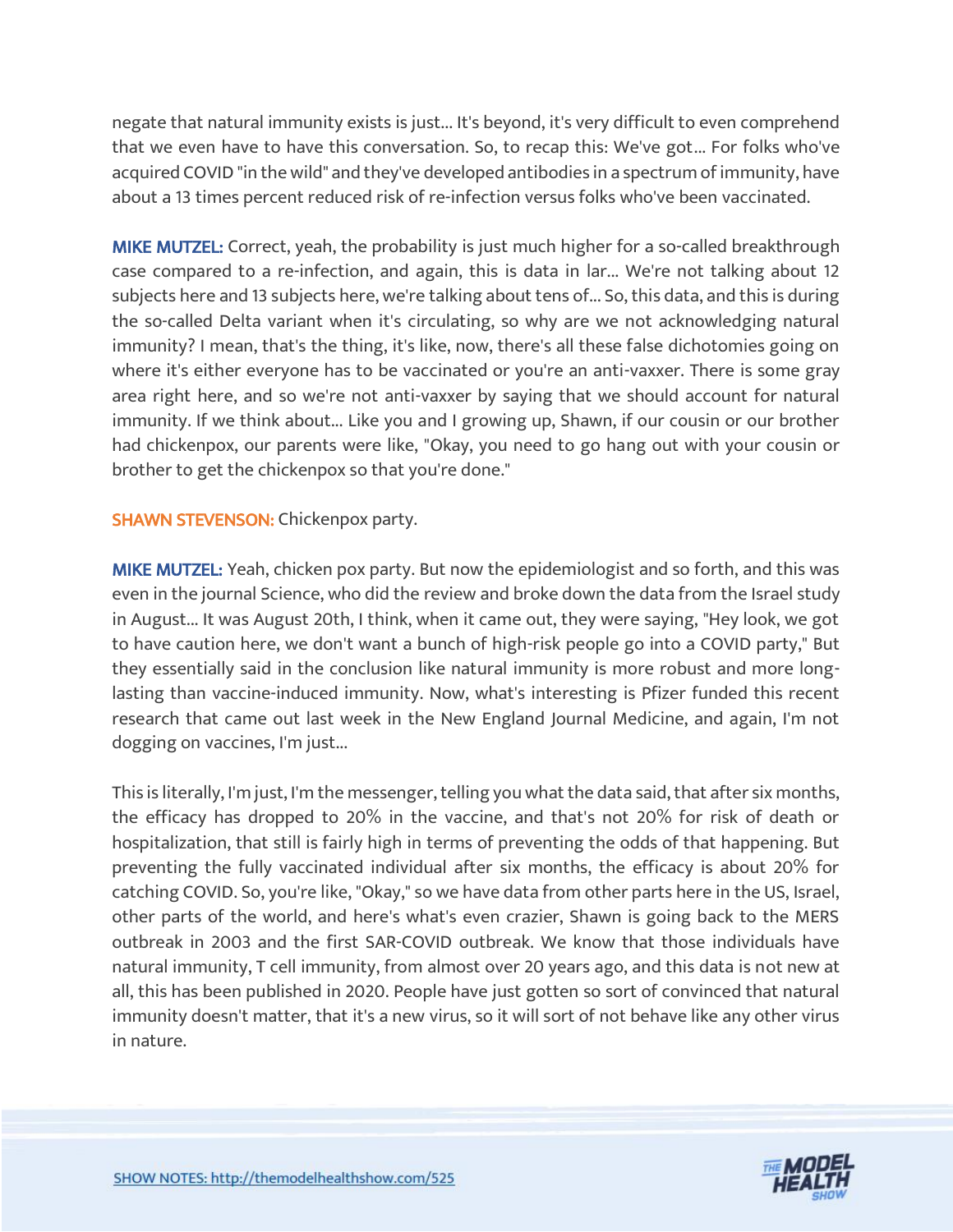negate that natural immunity exists is just... It's beyond, it's very difficult to even comprehend that we even have to have this conversation. So, to recap this: We've got... For folks who've acquired COVID "in the wild" and they've developed antibodies in a spectrum of immunity, have about a 13 times percent reduced risk of re-infection versus folks who've been vaccinated.

**MIKE MUTZEL:** Correct, yeah, the probability is just much higher for a so-called breakthrough case compared to a re-infection, and again, this is data in lar... We're not talking about 12 subjects here and 13 subjects here, we're talking about tens of... So, this data, and this is during the so-called Delta variant when it's circulating, so why are we not acknowledging natural immunity? I mean, that's the thing, it's like, now, there's all these false dichotomies going on where it's either everyone has to be vaccinated or you're an anti-vaxxer. There is some gray area right here, and so we're not anti-vaxxer by saying that we should account for natural immunity. If we think about... Like you and I growing up, Shawn, if our cousin or our brother had chickenpox, our parents were like, "Okay, you need to go hang out with your cousin or brother to get the chickenpox so that you're done."

**SHAWN STEVENSON:** Chickenpox party.

**MIKE MUTZEL:** Yeah, chicken pox party. But now the epidemiologist and so forth, and this was even in the journal Science, who did the review and broke down the data from the Israel study in August... It was August 20th, I think, when it came out, they were saying, "Hey look, we got to have caution here, we don't want a bunch of high-risk people go into a COVID party," But they essentially said in the conclusion like natural immunity is more robust and more long-lasting than vaccine-induced immunity. Now, what's interesting is Pfizer funded this recent research that came out last week in the New England Journal Medicine, and again, I'm not dogging on vaccines, I'm just...

This is literally, I'm just, I'm the messenger, telling you what the data said, that after six months, the efficacy has dropped to 20% in the vaccine, and that's not 20% for risk of death or hospitalization, that still is fairly high in terms of preventing the odds of that happening. But preventing the fully vaccinated individual after six months, the efficacy is about 20% for catching COVID. So, you're like, "Okay," so we have data from other parts here in the US, Israel, other parts of the world, and here's what's even crazier, Shawn is going back to the MERS outbreak in 2003 and the first SAR-COVID outbreak. We know that those individuals have natural immunity, T cell immunity, from almost over 20 years ago, and this data is not new at all, this has been published in 2020. People have just gotten so sort of convinced that natural immunity doesn't matter, that it's a new virus, so it will sort of not behave like any other virus in nature.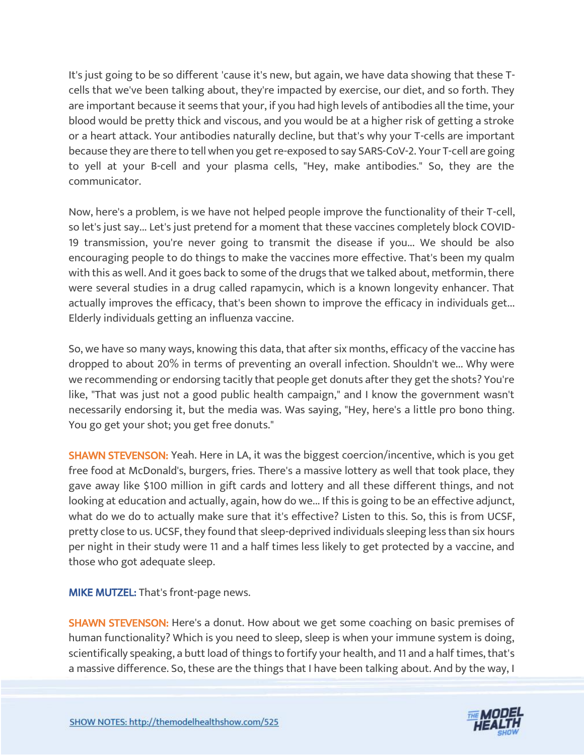It's just going to be so different 'cause it's new, but again, we have data showing that these T-cells that we've been talking about, they're impacted by exercise, our diet, and so forth. They are important because it seems that your, if you had high levels of antibodies all the time, your blood would be pretty thick and viscous, and you would be at a higher risk of getting a stroke or a heart attack. Your antibodies naturally decline, but that's why your T-cells are important because they are there to tell when you get re-exposed to say SARS-CoV-2. Your T-cell are going to yell at your B-cell and your plasma cells, "Hey, make antibodies." So, they are the communicator.

Now, here's a problem, is we have not helped people improve the functionality of their T-cell, so let's just say... Let's just pretend for a moment that these vaccines completely block COVID-19 transmission, you're never going to transmit the disease if you... We should be also encouraging people to do things to make the vaccines more effective. That's been my qualm with this as well. And it goes back to some of the drugs that we talked about, metformin, there were several studies in a drug called rapamycin, which is a known longevity enhancer. That actually improves the efficacy, that's been shown to improve the efficacy in individuals get... Elderly individuals getting an influenza vaccine.

So, we have so many ways, knowing this data, that after six months, efficacy of the vaccine has dropped to about 20% in terms of preventing an overall infection. Shouldn't we... Why were we recommending or endorsing tacitly that people get donuts after they get the shots? You're like, "That was just not a good public health campaign," and I know the government wasn't necessarily endorsing it, but the media was. Was saying, "Hey, here's a little pro bono thing. You go get your shot; you get free donuts."

**SHAWN STEVENSON:** Yeah. Here in LA, it was the biggest coercion/incentive, which is you get free food at McDonald's, burgers, fries. There's a massive lottery as well that took place, they gave away like $100 million in gift cards and lottery and all these different things, and not looking at education and actually, again, how do we... If this is going to be an effective adjunct, what do we do to actually make sure that it's effective? Listen to this. So, this is from UCSF, pretty close to us. UCSF, they found that sleep-deprived individuals sleeping less than six hours per night in their study were 11 and a half times less likely to get protected by a vaccine, and those who got adequate sleep.

**MIKE MUTZEL:** That's front-page news.

**SHAWN STEVENSON:** Here's a donut. How about we get some coaching on basic premises of human functionality? Which is you need to sleep, sleep is when your immune system is doing, scientifically speaking, a butt load of things to fortify your health, and 11 and a half times, that's a massive difference. So, these are the things that I have been talking about. And by the way, I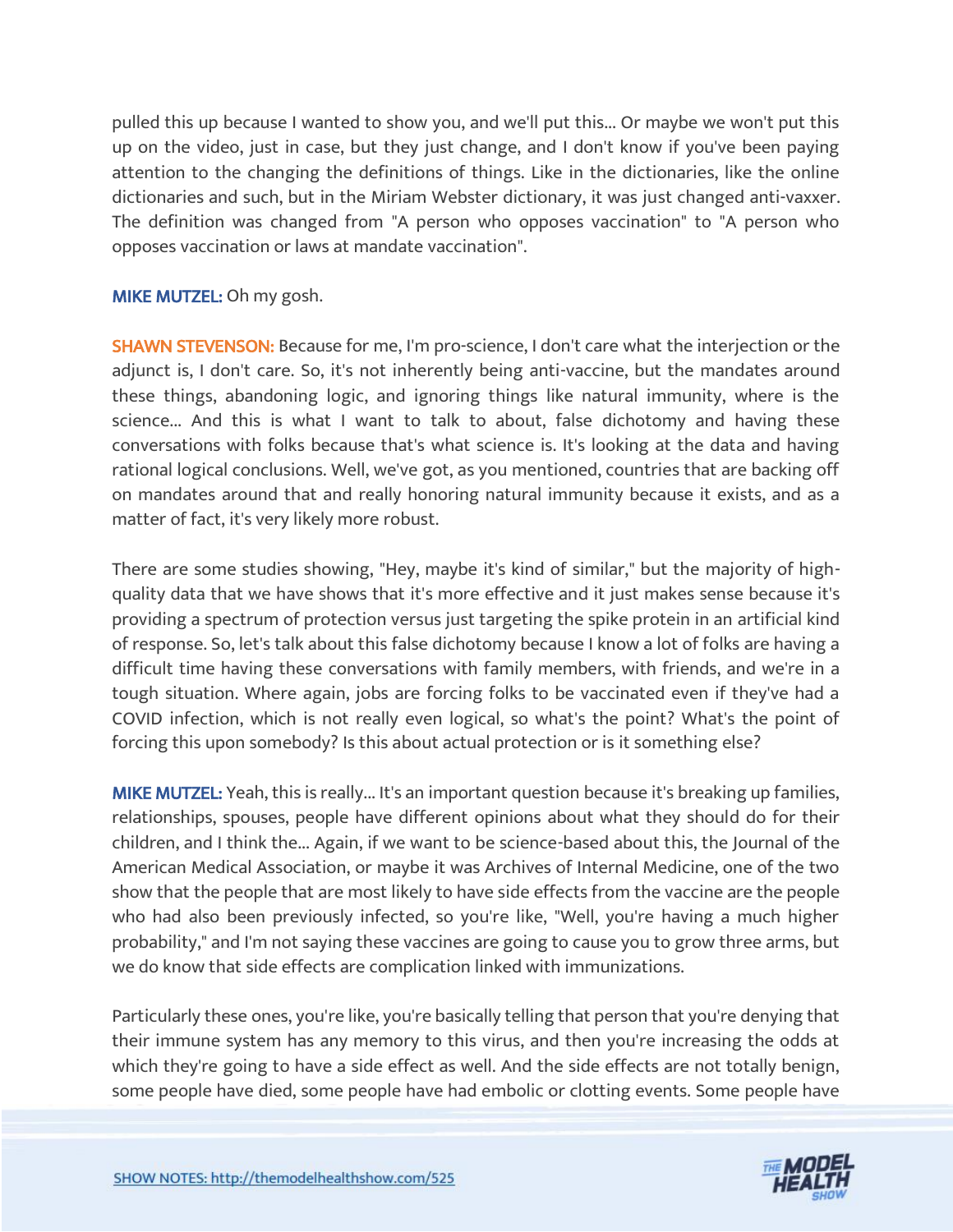pulled this up because I wanted to show you, and we'll put this... Or maybe we won't put this up on the video, just in case, but they just change, and I don't know if you've been paying attention to the changing the definitions of things. Like in the dictionaries, like the online dictionaries and such, but in the Miriam Webster dictionary, it was just changed anti-vaxxer. The definition was changed from "A person who opposes vaccination" to "A person who opposes vaccination or laws at mandate vaccination".

**MIKE MUTZEL:** Oh my gosh.

**SHAWN STEVENSON:** Because for me, I'm pro-science, I don't care what the interjection or the adjunct is, I don't care. So, it's not inherently being anti-vaccine, but the mandates around these things, abandoning logic, and ignoring things like natural immunity, where is the science... And this is what I want to talk to about, false dichotomy and having these conversations with folks because that's what science is. It's looking at the data and having rational logical conclusions. Well, we've got, as you mentioned, countries that are backing off on mandates around that and really honoring natural immunity because it exists, and as a matter of fact, it's very likely more robust.

There are some studies showing, "Hey, maybe it's kind of similar," but the majority of high-quality data that we have shows that it's more effective and it just makes sense because it's providing a spectrum of protection versus just targeting the spike protein in an artificial kind of response. So, let's talk about this false dichotomy because I know a lot of folks are having a difficult time having these conversations with family members, with friends, and we're in a tough situation. Where again, jobs are forcing folks to be vaccinated even if they've had a COVID infection, which is not really even logical, so what's the point? What's the point of forcing this upon somebody? Is this about actual protection or is it something else?

**MIKE MUTZEL:** Yeah, this is really... It's an important question because it's breaking up families, relationships, spouses, people have different opinions about what they should do for their children, and I think the... Again, if we want to be science-based about this, the Journal of the American Medical Association, or maybe it was Archives of Internal Medicine, one of the two show that the people that are most likely to have side effects from the vaccine are the people who had also been previously infected, so you're like, "Well, you're having a much higher probability," and I'm not saying these vaccines are going to cause you to grow three arms, but we do know that side effects are complication linked with immunizations.

Particularly these ones, you're like, you're basically telling that person that you're denying that their immune system has any memory to this virus, and then you're increasing the odds at which they're going to have a side effect as well. And the side effects are not totally benign, some people have died, some people have had embolic or clotting events. Some people have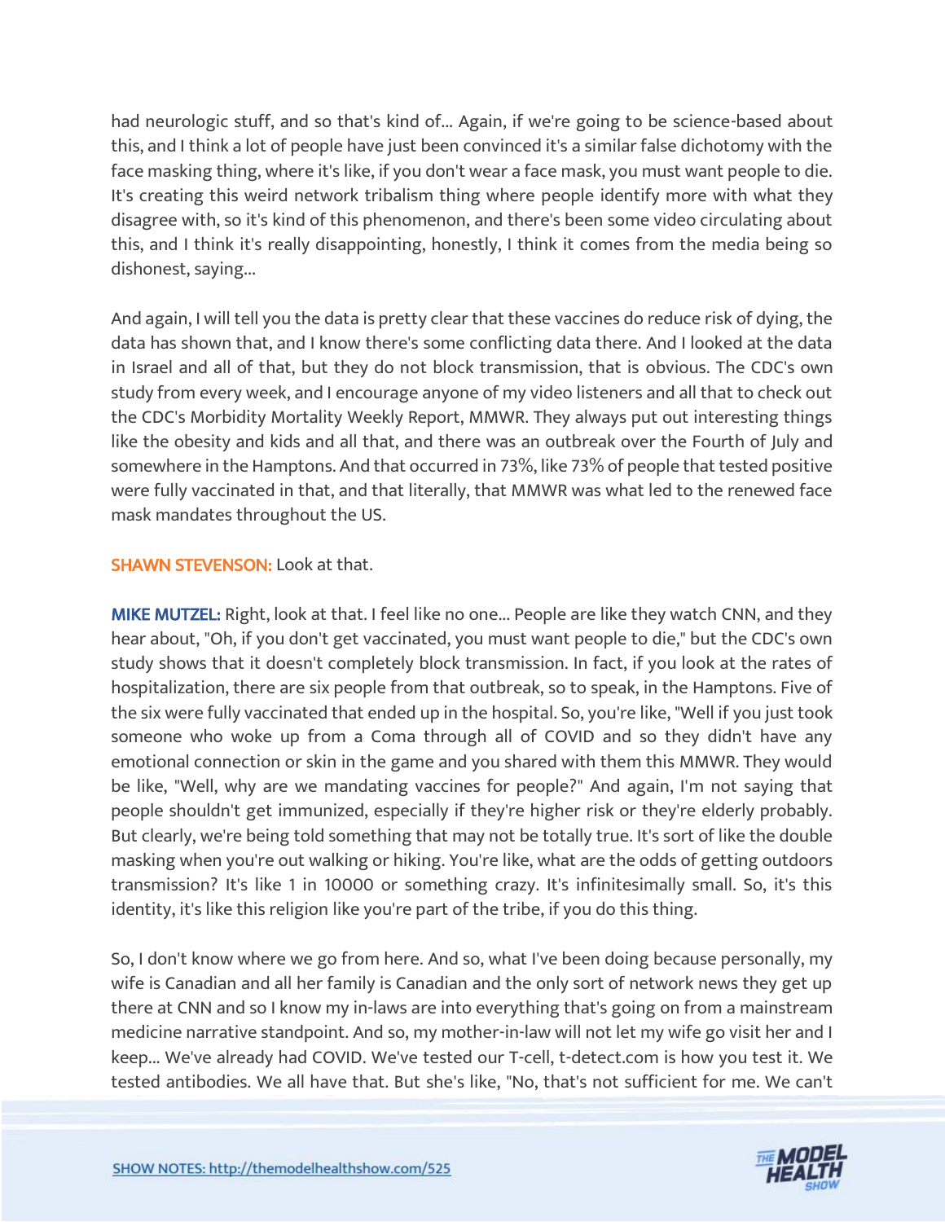had neurologic stuff, and so that's kind of... Again, if we're going to be science-based about this, and I think a lot of people have just been convinced it's a similar false dichotomy with the face masking thing, where it's like, if you don't wear a face mask, you must want people to die. It's creating this weird network tribalism thing where people identify more with what they disagree with, so it's kind of this phenomenon, and there's been some video circulating about this, and I think it's really disappointing, honestly, I think it comes from the media being so dishonest, saying...

And again, I will tell you the data is pretty clear that these vaccines do reduce risk of dying, the data has shown that, and I know there's some conflicting data there. And I looked at the data in Israel and all of that, but they do not block transmission, that is obvious. The CDC's own study from every week, and I encourage anyone of my video listeners and all that to check out the CDC's Morbidity Mortality Weekly Report, MMWR. They always put out interesting things like the obesity and kids and all that, and there was an outbreak over the Fourth of July and somewhere in the Hamptons. And that occurred in 73%, like 73% of people that tested positive were fully vaccinated in that, and that literally, that MMWR was what led to the renewed face mask mandates throughout the US.

**SHAWN STEVENSON:** Look at that.

**MIKE MUTZEL:** Right, look at that. I feel like no one... People are like they watch CNN, and they hear about, "Oh, if you don't get vaccinated, you must want people to die," but the CDC's own study shows that it doesn't completely block transmission. In fact, if you look at the rates of hospitalization, there are six people from that outbreak, so to speak, in the Hamptons. Five of the six were fully vaccinated that ended up in the hospital. So, you're like, "Well if you just took someone who woke up from a Coma through all of COVID and so they didn't have any emotional connection or skin in the game and you shared with them this MMWR. They would be like, "Well, why are we mandating vaccines for people?" And again, I'm not saying that people shouldn't get immunized, especially if they're higher risk or they're elderly probably. But clearly, we're being told something that may not be totally true. It's sort of like the double masking when you're out walking or hiking. You're like, what are the odds of getting outdoors transmission? It's like 1 in 10000 or something crazy. It's infinitesimally small. So, it's this identity, it's like this religion like you're part of the tribe, if you do this thing.

So, I don't know where we go from here. And so, what I've been doing because personally, my wife is Canadian and all her family is Canadian and the only sort of network news they get up there at CNN and so I know my in-laws are into everything that's going on from a mainstream medicine narrative standpoint. And so, my mother-in-law will not let my wife go visit her and I keep... We've already had COVID. We've tested our T-cell, t-detect.com is how you test it. We tested antibodies. We all have that. But she's like, "No, that's not sufficient for me. We can't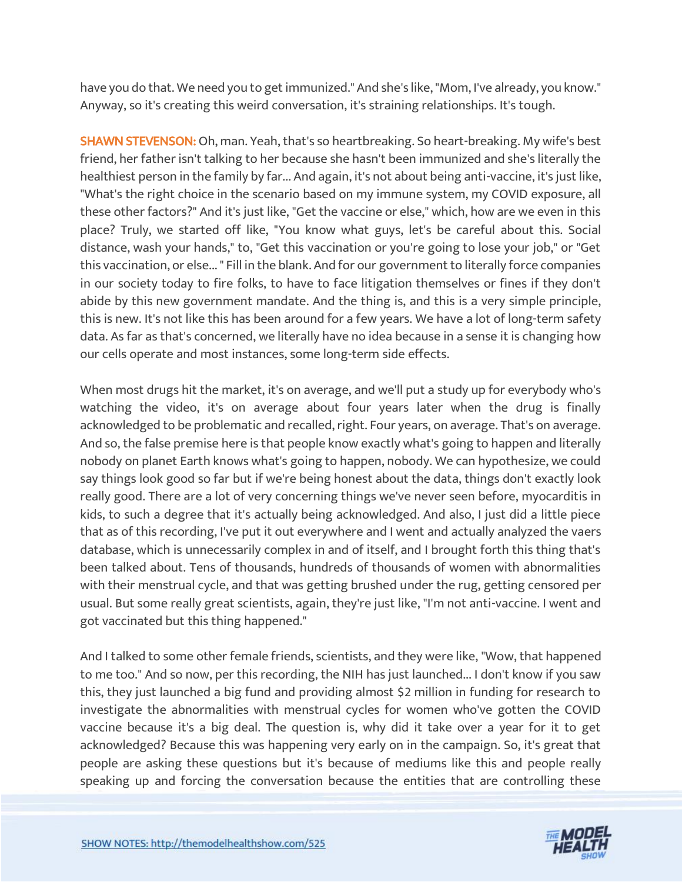have you do that. We need you to get immunized." And she's like, "Mom, I've already, you know." Anyway, so it's creating this weird conversation, it's straining relationships. It's tough.

**SHAWN STEVENSON:** Oh, man. Yeah, that's so heartbreaking. So heart-breaking. My wife's best friend, her father isn't talking to her because she hasn't been immunized and she's literally the healthiest person in the family by far... And again, it's not about being anti-vaccine, it's just like, "What's the right choice in the scenario based on my immune system, my COVID exposure, all these other factors?" And it's just like, "Get the vaccine or else," which, how are we even in this place? Truly, we started off like, "You know what guys, let's be careful about this. Social distance, wash your hands," to, "Get this vaccination or you're going to lose your job," or "Get this vaccination, or else... " Fill in the blank. And for our government to literally force companies in our society today to fire folks, to have to face litigation themselves or fines if they don't abide by this new government mandate. And the thing is, and this is a very simple principle, this is new. It's not like this has been around for a few years. We have a lot of long-term safety data. As far as that's concerned, we literally have no idea because in a sense it is changing how our cells operate and most instances, some long-term side effects.

When most drugs hit the market, it's on average, and we'll put a study up for everybody who's watching the video, it's on average about four years later when the drug is finally acknowledged to be problematic and recalled, right. Four years, on average. That's on average. And so, the false premise here is that people know exactly what's going to happen and literally nobody on planet Earth knows what's going to happen, nobody. We can hypothesize, we could say things look good so far but if we're being honest about the data, things don't exactly look really good. There are a lot of very concerning things we've never seen before, myocarditis in kids, to such a degree that it's actually being acknowledged. And also, I just did a little piece that as of this recording, I've put it out everywhere and I went and actually analyzed the vaers database, which is unnecessarily complex in and of itself, and I brought forth this thing that's been talked about. Tens of thousands, hundreds of thousands of women with abnormalities with their menstrual cycle, and that was getting brushed under the rug, getting censored per usual. But some really great scientists, again, they're just like, "I'm not anti-vaccine. I went and got vaccinated but this thing happened."

And I talked to some other female friends, scientists, and they were like, "Wow, that happened to me too." And so now, per this recording, the NIH has just launched... I don't know if you saw this, they just launched a big fund and providing almost $2 million in funding for research to investigate the abnormalities with menstrual cycles for women who've gotten the COVID vaccine because it's a big deal. The question is, why did it take over a year for it to get acknowledged? Because this was happening very early on in the campaign. So, it's great that people are asking these questions but it's because of mediums like this and people really speaking up and forcing the conversation because the entities that are controlling these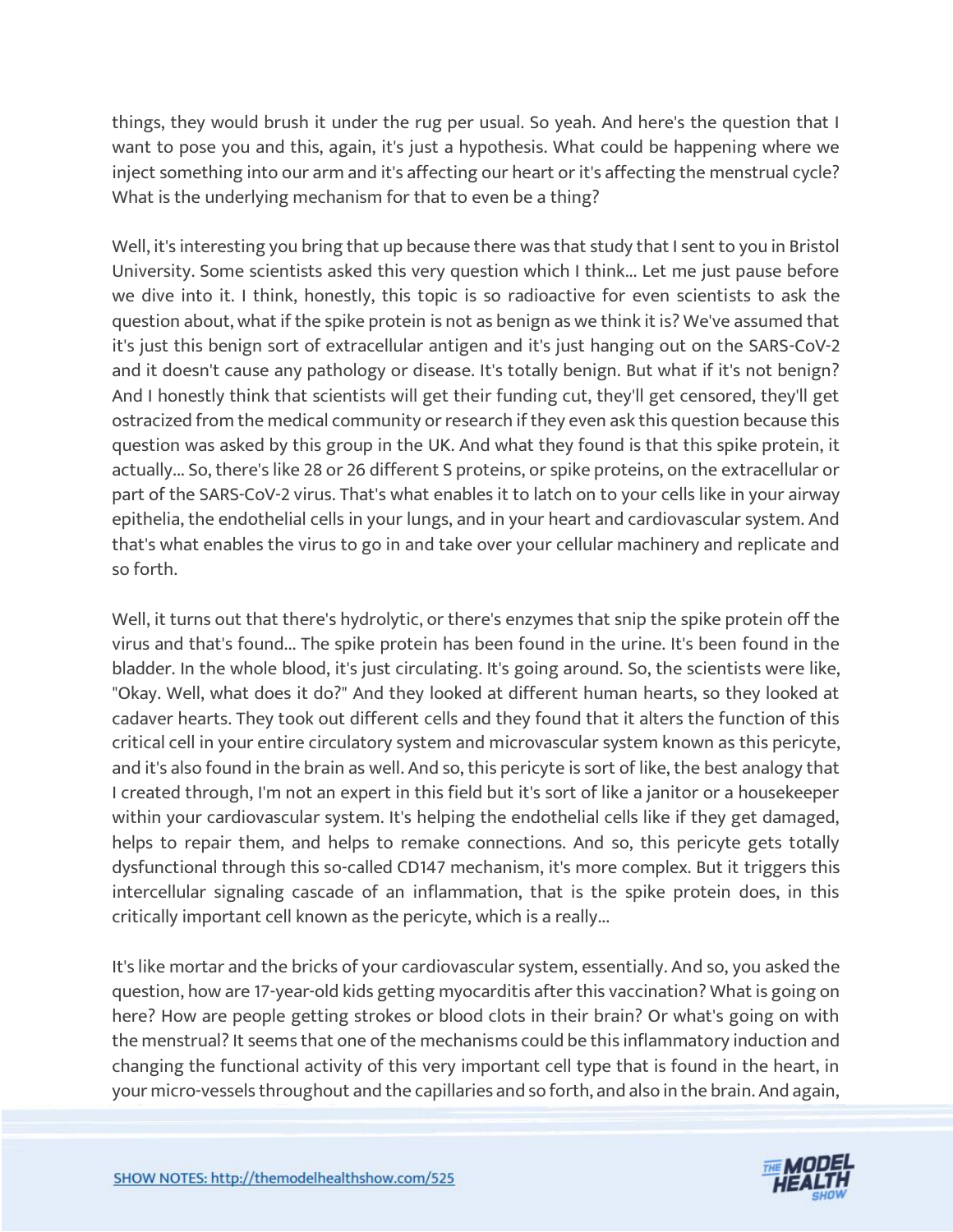things, they would brush it under the rug per usual. So yeah. And here's the question that I want to pose you and this, again, it's just a hypothesis. What could be happening where we inject something into our arm and it's affecting our heart or it's affecting the menstrual cycle? What is the underlying mechanism for that to even be a thing?

Well, it's interesting you bring that up because there was that study that I sent to you in Bristol University. Some scientists asked this very question which I think... Let me just pause before we dive into it. I think, honestly, this topic is so radioactive for even scientists to ask the question about, what if the spike protein is not as benign as we think it is? We've assumed that it's just this benign sort of extracellular antigen and it's just hanging out on the SARS-CoV-2 and it doesn't cause any pathology or disease. It's totally benign. But what if it's not benign? And I honestly think that scientists will get their funding cut, they'll get censored, they'll get ostracized from the medical community or research if they even ask this question because this question was asked by this group in the UK. And what they found is that this spike protein, it actually... So, there's like 28 or 26 different S proteins, or spike proteins, on the extracellular or part of the SARS-CoV-2 virus. That's what enables it to latch on to your cells like in your airway epithelia, the endothelial cells in your lungs, and in your heart and cardiovascular system. And that's what enables the virus to go in and take over your cellular machinery and replicate and so forth.

Well, it turns out that there's hydrolytic, or there's enzymes that snip the spike protein off the virus and that's found... The spike protein has been found in the urine. It's been found in the bladder. In the whole blood, it's just circulating. It's going around. So, the scientists were like, "Okay. Well, what does it do?" And they looked at different human hearts, so they looked at cadaver hearts. They took out different cells and they found that it alters the function of this critical cell in your entire circulatory system and microvascular system known as this pericyte, and it's also found in the brain as well. And so, this pericyte is sort of like, the best analogy that I created through, I'm not an expert in this field but it's sort of like a janitor or a housekeeper within your cardiovascular system. It's helping the endothelial cells like if they get damaged, helps to repair them, and helps to remake connections. And so, this pericyte gets totally dysfunctional through this so-called CD147 mechanism, it's more complex. But it triggers this intercellular signaling cascade of an inflammation, that is the spike protein does, in this critically important cell known as the pericyte, which is a really...

It's like mortar and the bricks of your cardiovascular system, essentially. And so, you asked the question, how are 17-year-old kids getting myocarditis after this vaccination? What is going on here? How are people getting strokes or blood clots in their brain? Or what's going on with the menstrual? It seems that one of the mechanisms could be this inflammatory induction and changing the functional activity of this very important cell type that is found in the heart, in your micro-vessels throughout and the capillaries and so forth, and also in the brain. And again,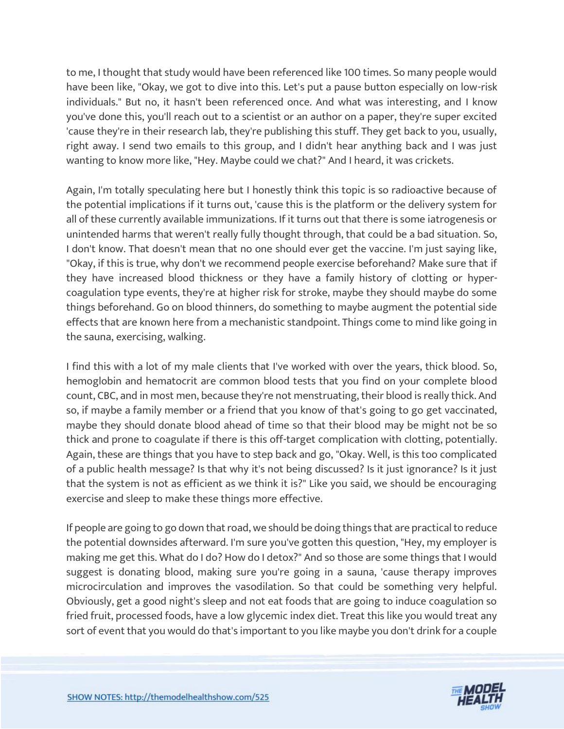to me, I thought that study would have been referenced like 100 times. So many people would have been like, "Okay, we got to dive into this. Let's put a pause button especially on low-risk individuals." But no, it hasn't been referenced once. And what was interesting, and I know you've done this, you'll reach out to a scientist or an author on a paper, they're super excited 'cause they're in their research lab, they're publishing this stuff. They get back to you, usually, right away. I send two emails to this group, and I didn't hear anything back and I was just wanting to know more like, "Hey. Maybe could we chat?" And I heard, it was crickets.

Again, I'm totally speculating here but I honestly think this topic is so radioactive because of the potential implications if it turns out, 'cause this is the platform or the delivery system for all of these currently available immunizations. If it turns out that there is some iatrogenesis or unintended harms that weren't really fully thought through, that could be a bad situation. So, I don't know. That doesn't mean that no one should ever get the vaccine. I'm just saying like, "Okay, if this is true, why don't we recommend people exercise beforehand? Make sure that if they have increased blood thickness or they have a family history of clotting or hyper-coagulation type events, they're at higher risk for stroke, maybe they should maybe do some things beforehand. Go on blood thinners, do something to maybe augment the potential side effects that are known here from a mechanistic standpoint. Things come to mind like going in the sauna, exercising, walking.

I find this with a lot of my male clients that I've worked with over the years, thick blood. So, hemoglobin and hematocrit are common blood tests that you find on your complete blood count, CBC, and in most men, because they're not menstruating, their blood is really thick. And so, if maybe a family member or a friend that you know of that's going to go get vaccinated, maybe they should donate blood ahead of time so that their blood may be might not be so thick and prone to coagulate if there is this off-target complication with clotting, potentially. Again, these are things that you have to step back and go, "Okay. Well, is this too complicated of a public health message? Is that why it's not being discussed? Is it just ignorance? Is it just that the system is not as efficient as we think it is?" Like you said, we should be encouraging exercise and sleep to make these things more effective.

If people are going to go down that road, we should be doing things that are practical to reduce the potential downsides afterward. I'm sure you've gotten this question, "Hey, my employer is making me get this. What do I do? How do I detox?" And so those are some things that I would suggest is donating blood, making sure you're going in a sauna, 'cause therapy improves microcirculation and improves the vasodilation. So that could be something very helpful. Obviously, get a good night's sleep and not eat foods that are going to induce coagulation so fried fruit, processed foods, have a low glycemic index diet. Treat this like you would treat any sort of event that you would do that's important to you like maybe you don't drink for a couple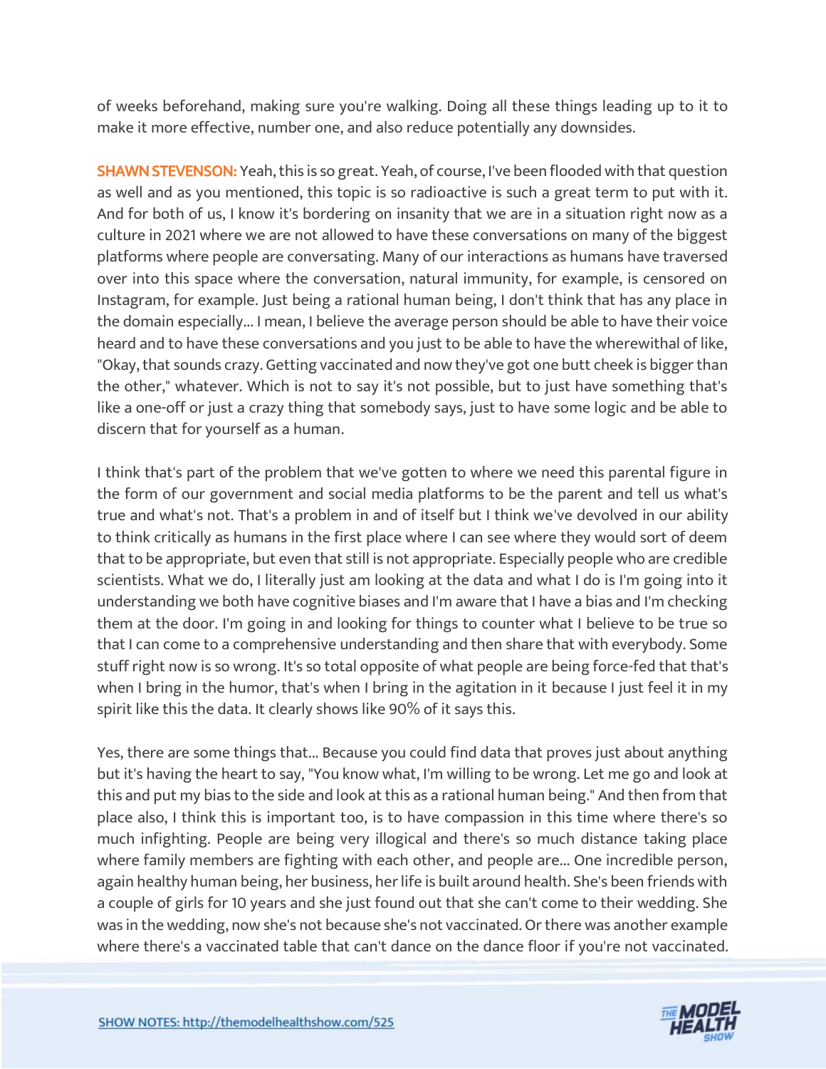of weeks beforehand, making sure you're walking. Doing all these things leading up to it to make it more effective, number one, and also reduce potentially any downsides.

**SHAWN STEVENSON:** Yeah, this is so great. Yeah, of course, I've been flooded with that question as well and as you mentioned, this topic is so radioactive is such a great term to put with it. And for both of us, I know it's bordering on insanity that we are in a situation right now as a culture in 2021 where we are not allowed to have these conversations on many of the biggest platforms where people are conversating. Many of our interactions as humans have traversed over into this space where the conversation, natural immunity, for example, is censored on Instagram, for example. Just being a rational human being, I don't think that has any place in the domain especially... I mean, I believe the average person should be able to have their voice heard and to have these conversations and you just to be able to have the wherewithal of like, "Okay, that sounds crazy. Getting vaccinated and now they've got one butt cheek is bigger than the other," whatever. Which is not to say it's not possible, but to just have something that's like a one-off or just a crazy thing that somebody says, just to have some logic and be able to discern that for yourself as a human.

I think that's part of the problem that we've gotten to where we need this parental figure in the form of our government and social media platforms to be the parent and tell us what's true and what's not. That's a problem in and of itself but I think we've devolved in our ability to think critically as humans in the first place where I can see where they would sort of deem that to be appropriate, but even that still is not appropriate. Especially people who are credible scientists. What we do, I literally just am looking at the data and what I do is I'm going into it understanding we both have cognitive biases and I'm aware that I have a bias and I'm checking them at the door. I'm going in and looking for things to counter what I believe to be true so that I can come to a comprehensive understanding and then share that with everybody. Some stuff right now is so wrong. It's so total opposite of what people are being force-fed that that's when I bring in the humor, that's when I bring in the agitation in it because I just feel it in my spirit like this the data. It clearly shows like 90% of it says this.

Yes, there are some things that... Because you could find data that proves just about anything but it's having the heart to say, "You know what, I'm willing to be wrong. Let me go and look at this and put my bias to the side and look at this as a rational human being." And then from that place also, I think this is important too, is to have compassion in this time where there's so much infighting. People are being very illogical and there's so much distance taking place where family members are fighting with each other, and people are... One incredible person, again healthy human being, her business, her life is built around health. She's been friends with a couple of girls for 10 years and she just found out that she can't come to their wedding. She was in the wedding, now she's not because she's not vaccinated. Or there was another example where there's a vaccinated table that can't dance on the dance floor if you're not vaccinated.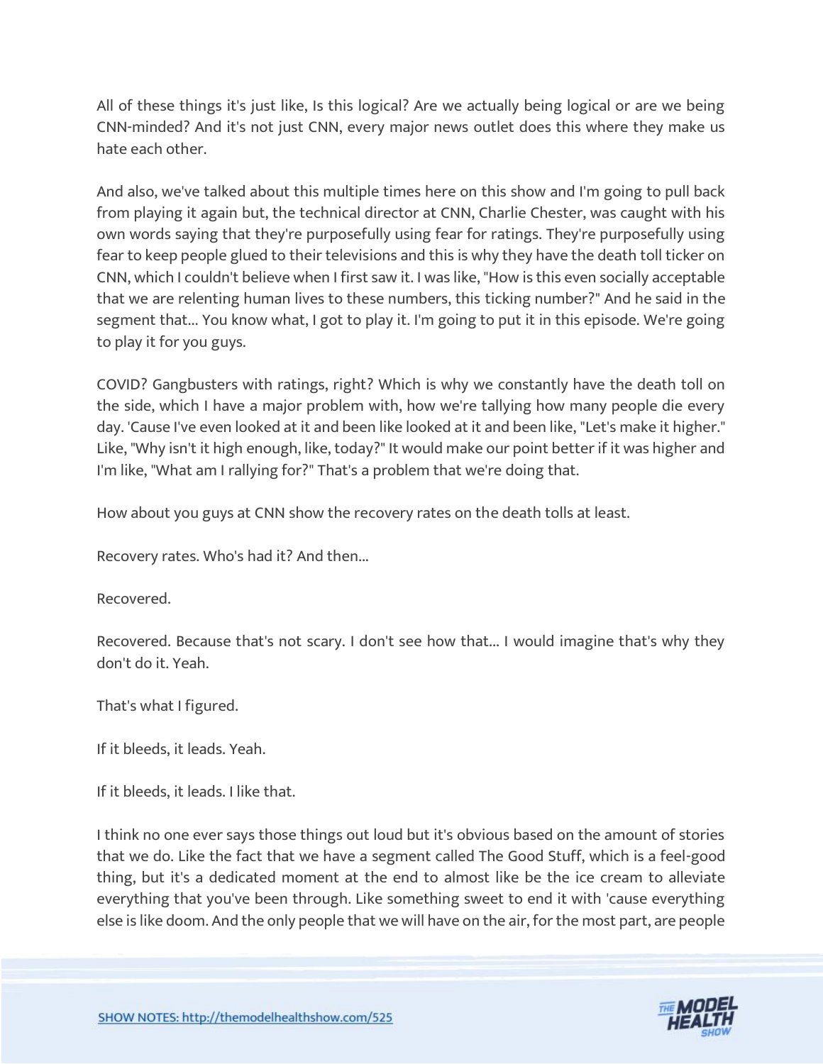All of these things it's just like, Is this logical? Are we actually being logical or are we being CNN-minded? And it's not just CNN, every major news outlet does this where they make us hate each other.

And also, we've talked about this multiple times here on this show and I'm going to pull back from playing it again but, the technical director at CNN, Charlie Chester, was caught with his own words saying that they're purposefully using fear for ratings. They're purposefully using fear to keep people glued to their televisions and this is why they have the death toll ticker on CNN, which I couldn't believe when I first saw it. I was like, "How is this even socially acceptable that we are relenting human lives to these numbers, this ticking number?" And he said in the segment that... You know what, I got to play it. I'm going to put it in this episode. We're going to play it for you guys.

COVID? Gangbusters with ratings, right? Which is why we constantly have the death toll on the side, which I have a major problem with, how we're tallying how many people die every day. 'Cause I've even looked at it and been like looked at it and been like, "Let's make it higher." Like, "Why isn't it high enough, like, today?" It would make our point better if it was higher and I'm like, "What am I rallying for?" That's a problem that we're doing that.

How about you guys at CNN show the recovery rates on the death tolls at least.

Recovery rates. Who's had it? And then...

Recovered.

Recovered. Because that's not scary. I don't see how that... I would imagine that's why they don't do it. Yeah.

That's what I figured.

If it bleeds, it leads. Yeah.

If it bleeds, it leads. I like that.

I think no one ever says those things out loud but it's obvious based on the amount of stories that we do. Like the fact that we have a segment called The Good Stuff, which is a feel-good thing, but it's a dedicated moment at the end to almost like be the ice cream to alleviate everything that you've been through. Like something sweet to end it with 'cause everything else is like doom. And the only people that we will have on the air, for the most part, are people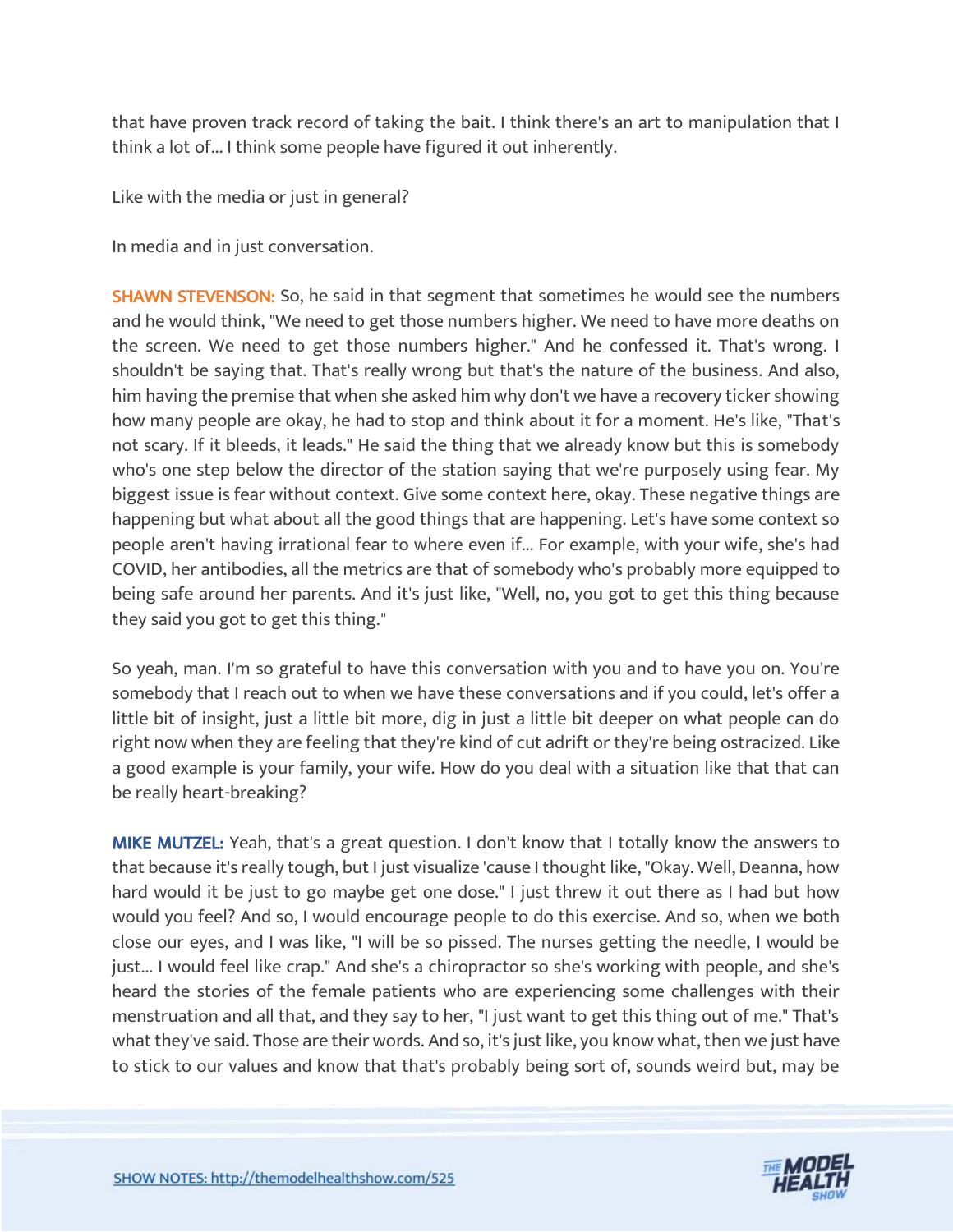that have proven track record of taking the bait. I think there's an art to manipulation that I think a lot of... I think some people have figured it out inherently.

Like with the media or just in general?

In media and in just conversation.

**SHAWN STEVENSON:** So, he said in that segment that sometimes he would see the numbers and he would think, "We need to get those numbers higher. We need to have more deaths on the screen. We need to get those numbers higher." And he confessed it. That's wrong. I shouldn't be saying that. That's really wrong but that's the nature of the business. And also, him having the premise that when she asked him why don't we have a recovery ticker showing how many people are okay, he had to stop and think about it for a moment. He's like, "That's not scary. If it bleeds, it leads." He said the thing that we already know but this is somebody who's one step below the director of the station saying that we're purposely using fear. My biggest issue is fear without context. Give some context here, okay. These negative things are happening but what about all the good things that are happening. Let's have some context so people aren't having irrational fear to where even if... For example, with your wife, she's had COVID, her antibodies, all the metrics are that of somebody who's probably more equipped to being safe around her parents. And it's just like, "Well, no, you got to get this thing because they said you got to get this thing."

So yeah, man. I'm so grateful to have this conversation with you and to have you on. You're somebody that I reach out to when we have these conversations and if you could, let's offer a little bit of insight, just a little bit more, dig in just a little bit deeper on what people can do right now when they are feeling that they're kind of cut adrift or they're being ostracized. Like a good example is your family, your wife. How do you deal with a situation like that that can be really heart-breaking?

**MIKE MUTZEL:** Yeah, that's a great question. I don't know that I totally know the answers to that because it's really tough, but I just visualize 'cause I thought like, "Okay. Well, Deanna, how hard would it be just to go maybe get one dose." I just threw it out there as I had but how would you feel? And so, I would encourage people to do this exercise. And so, when we both close our eyes, and I was like, "I will be so pissed. The nurses getting the needle, I would be just... I would feel like crap." And she's a chiropractor so she's working with people, and she's heard the stories of the female patients who are experiencing some challenges with their menstruation and all that, and they say to her, "I just want to get this thing out of me." That's what they've said. Those are their words. And so, it's just like, you know what, then we just have to stick to our values and know that that's probably being sort of, sounds weird but, may be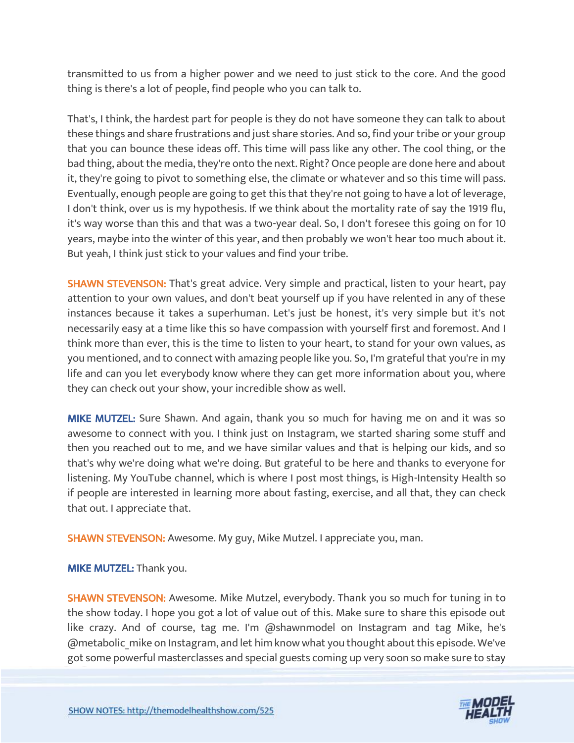transmitted to us from a higher power and we need to just stick to the core. And the good thing is there's a lot of people, find people who you can talk to.

That's, I think, the hardest part for people is they do not have someone they can talk to about these things and share frustrations and just share stories. And so, find your tribe or your group that you can bounce these ideas off. This time will pass like any other. The cool thing, or the bad thing, about the media, they're onto the next. Right? Once people are done here and about it, they're going to pivot to something else, the climate or whatever and so this time will pass. Eventually, enough people are going to get this that they're not going to have a lot of leverage, I don't think, over us is my hypothesis. If we think about the mortality rate of say the 1919 flu, it's way worse than this and that was a two-year deal. So, I don't foresee this going on for 10 years, maybe into the winter of this year, and then probably we won't hear too much about it. But yeah, I think just stick to your values and find your tribe.

**SHAWN STEVENSON:** That's great advice. Very simple and practical, listen to your heart, pay attention to your own values, and don't beat yourself up if you have relented in any of these instances because it takes a superhuman. Let's just be honest, it's very simple but it's not necessarily easy at a time like this so have compassion with yourself first and foremost. And I think more than ever, this is the time to listen to your heart, to stand for your own values, as you mentioned, and to connect with amazing people like you. So, I'm grateful that you're in my life and can you let everybody know where they can get more information about you, where they can check out your show, your incredible show as well.

**MIKE MUTZEL:** Sure Shawn. And again, thank you so much for having me on and it was so awesome to connect with you. I think just on Instagram, we started sharing some stuff and then you reached out to me, and we have similar values and that is helping our kids, and so that's why we're doing what we're doing. But grateful to be here and thanks to everyone for listening. My YouTube channel, which is where I post most things, is High-Intensity Health so if people are interested in learning more about fasting, exercise, and all that, they can check that out. I appreciate that.

**SHAWN STEVENSON:** Awesome. My guy, Mike Mutzel. I appreciate you, man.

**MIKE MUTZEL:** Thank you.

**SHAWN STEVENSON:** Awesome. Mike Mutzel, everybody. Thank you so much for tuning in to the show today. I hope you got a lot of value out of this. Make sure to share this episode out like crazy. And of course, tag me. I'm @shawnmodel on Instagram and tag Mike, he's @metabolic_mike on Instagram, and let him know what you thought about this episode. We've got some powerful masterclasses and special guests coming up very soon so make sure to stay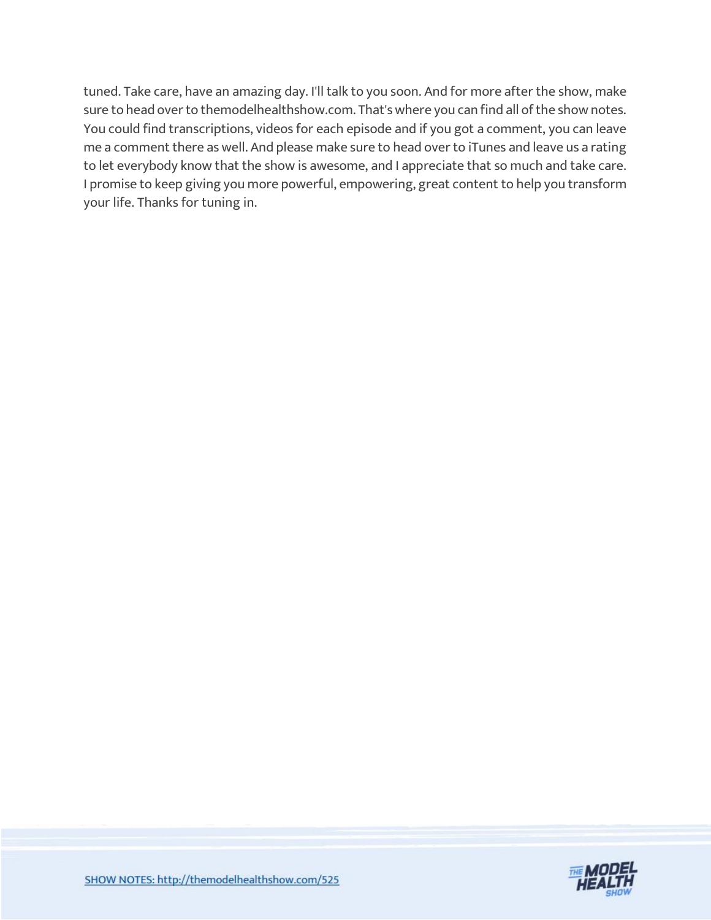tuned. Take care, have an amazing day. I'll talk to you soon. And for more after the show, make sure to head over to themodelhealthshow.com. That's where you can find all of the show notes. You could find transcriptions, videos for each episode and if you got a comment, you can leave me a comment there as well. And please make sure to head over to iTunes and leave us a rating to let everybody know that the show is awesome, and I appreciate that so much and take care. I promise to keep giving you more powerful, empowering, great content to help you transform your life. Thanks for tuning in.